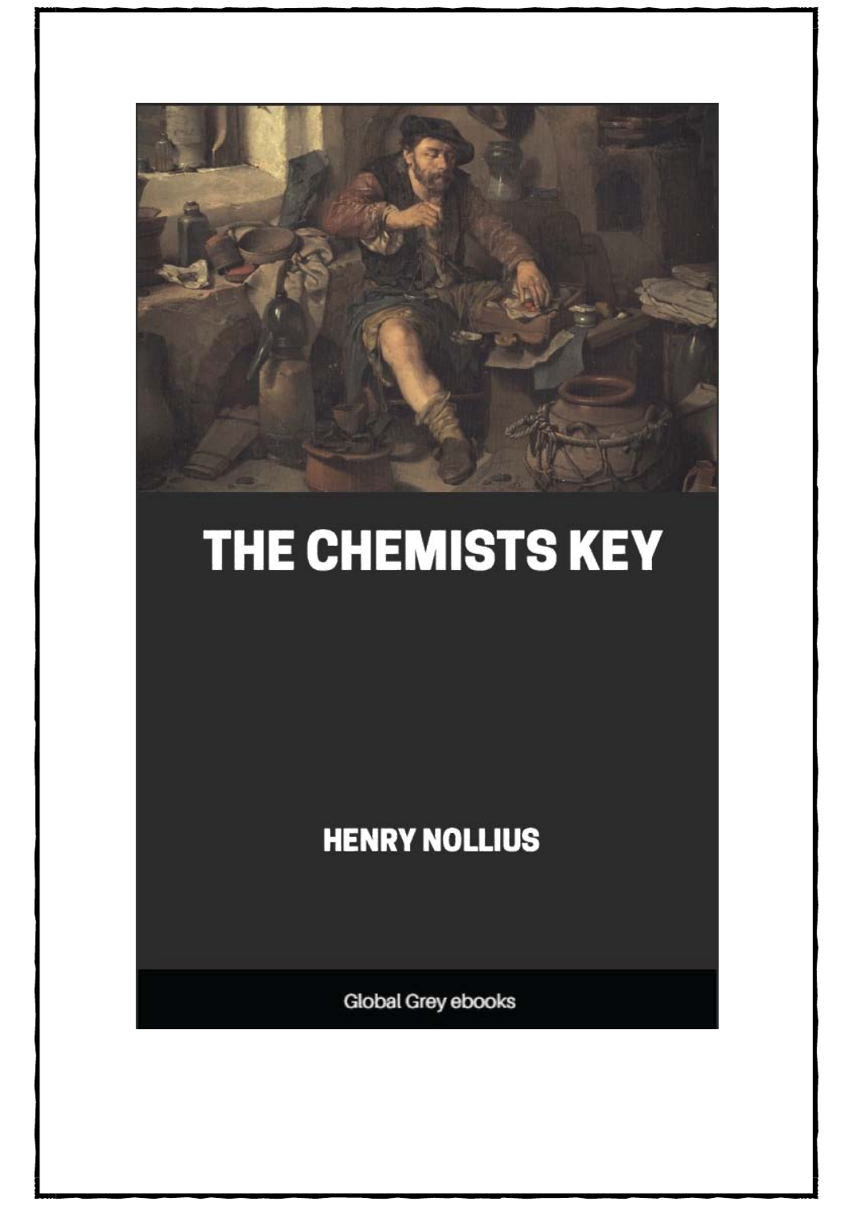# THE CHEMISTS KEY

HENRY NOLLIUS

Global Grey ebooks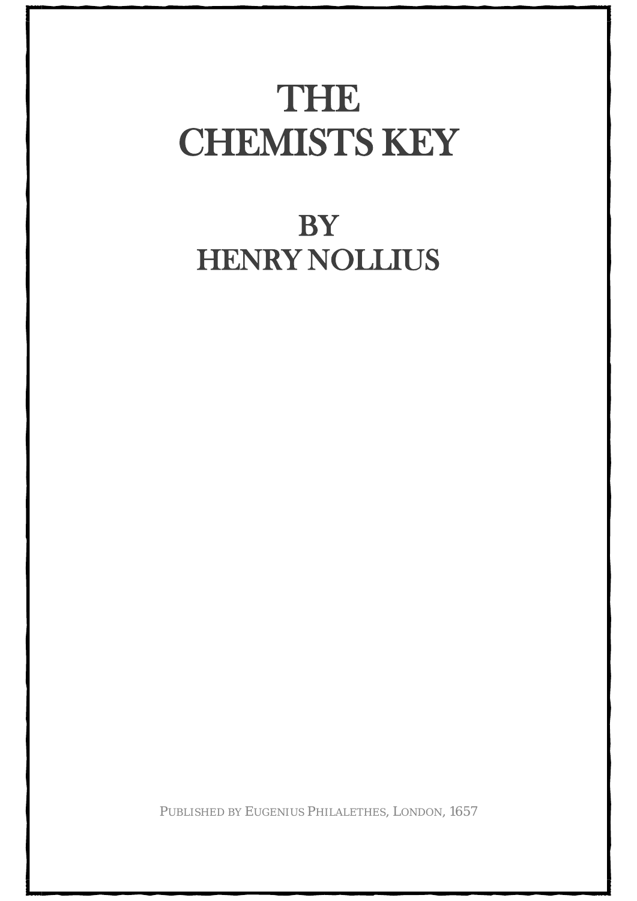# THE CHEMISTS KEY

## BY HENRY NOLLIUS

PUBLISHED BY EUGENIUS PHILALETHES, LONDON, 1657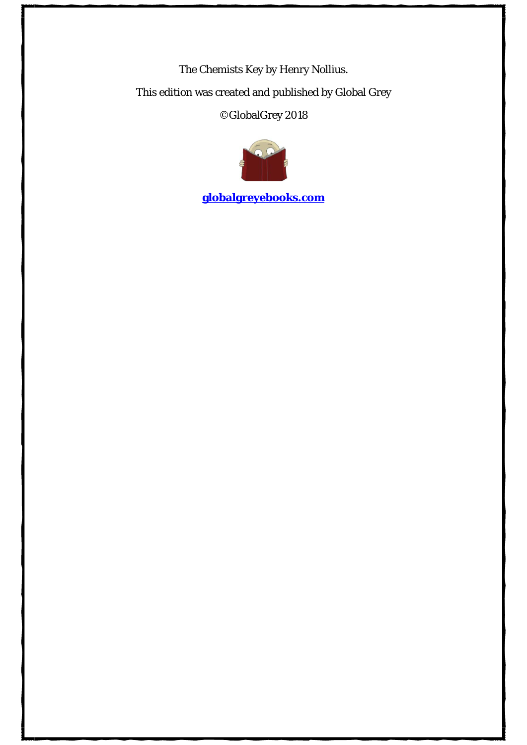The Chemists Key by Henry Nollius.

This edition was created and published by Global Grey

©GlobalGrey 2018

**[globalgreyebooks.com](https://www.globalgreyebooks.com)**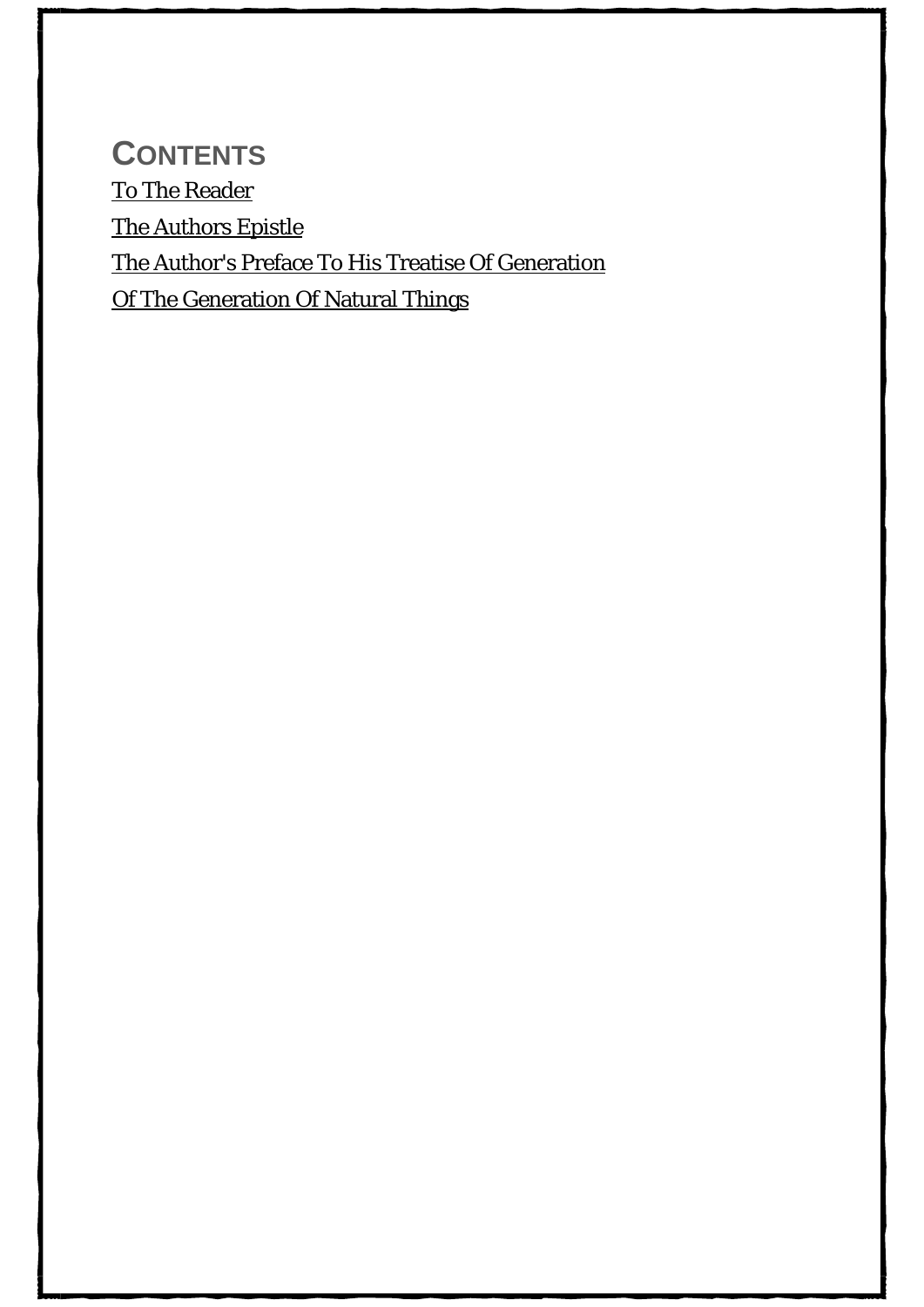## CONTENTS

To The Reader

The Authors Epistle

The Author's Preface To His Treatise Of Generation

Of The Generation Of Natural Things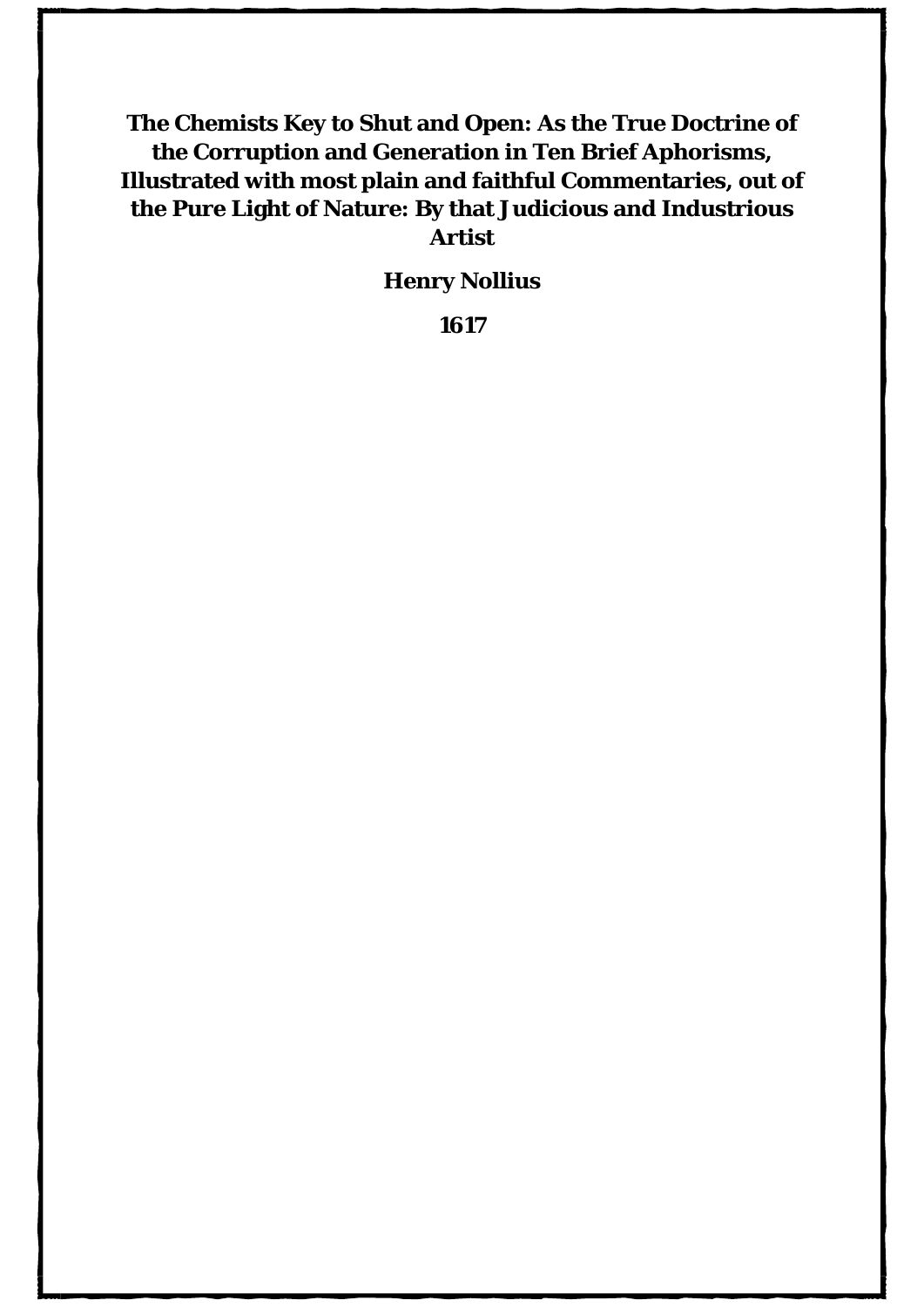# The Chemists Key to Shut and Open: As the True Doctrine of the Corruption and Generation in Ten Brief Aphorisms, Illustrated with most plain and faithful Commentaries, out of the Pure Light of Nature: By that Judicious and Industrious Artist

**Henry Nollius**

**1617**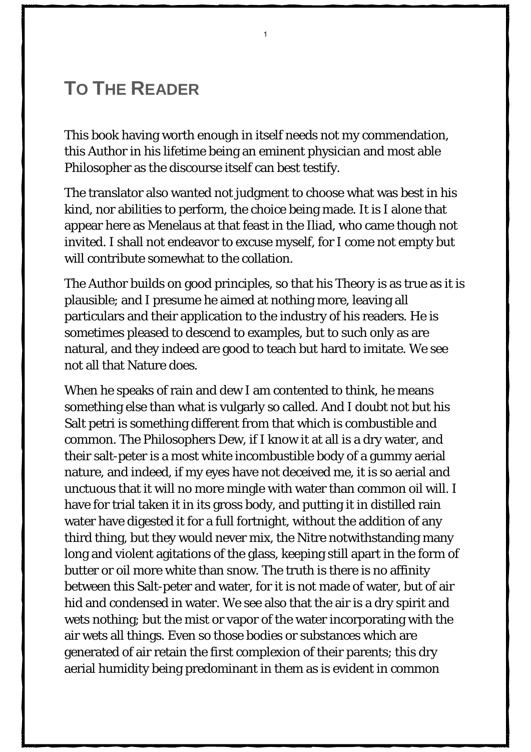# To The Reader

This book having worth enough in itself needs not my commendation, this Author in his lifetime being an eminent physician and most able Philosopher as the discourse itself can best testify.

The translator also wanted not judgment to choose what was best in his kind, nor abilities to perform, the choice being made. It is I alone that appear here as Menelaus at that feast in the Iliad, who came though not invited. I shall not endeavor to excuse myself, for I come not empty but will contribute somewhat to the collation.

The Author builds on good principles, so that his Theory is as true as it is plausible; and I presume he aimed at nothing more, leaving all particulars and their application to the industry of his readers. He is sometimes pleased to descend to examples, but to such only as are natural, and they indeed are good to teach but hard to imitate. We see not all that Nature does.

When he speaks of rain and dew I am contented to think, he means something else than what is vulgarly so called. And I doubt not but his Salt petri is something different from that which is combustible and common. The Philosophers Dew, if I know it at all is a dry water, and their salt-peter is a most white incombustible body of a gummy aerial nature, and indeed, if my eyes have not deceived me, it is so aerial and unctuous that it will no more mingle with water than common oil will. I have for trial taken it in its gross body, and putting it in distilled rain water have digested it for a full fortnight, without the addition of any third thing, but they would never mix, the Nitre notwithstanding many long and violent agitations of the glass, keeping still apart in the form of butter or oil more white than snow. The truth is there is no affinity between this Salt-peter and water, for it is not made of water, but of air hid and condensed in water. We see also that the air is a dry spirit and wets nothing; but the mist or vapor of the water incorporating with the air wets all things. Even so those bodies or substances which are generated of air retain the first complexion of their parents; this dry aerial humidity being predominant in them as is evident in common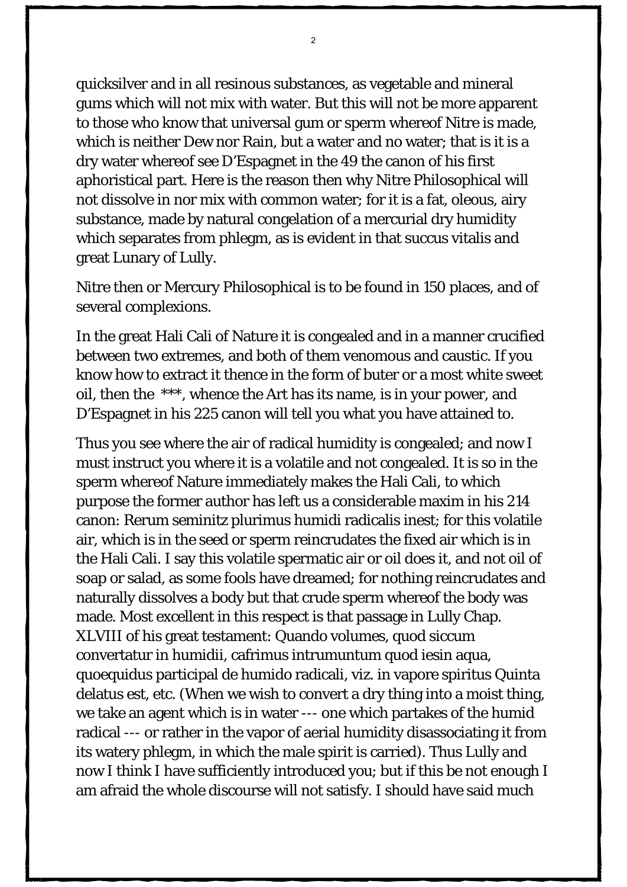quicksilver and in all resinous substances, as vegetable and mineral gums which will not mix with water. But this will not be more apparent to those who know that universal gum or sperm whereof Nitre is made, which is neither Dew nor Rain, but a water and no water; that is it is a dry water whereof see D'Espagnet in the 49 the canon of his first aphoristical part. Here is the reason then why Nitre Philosophical will not dissolve in nor mix with common water; for it is a fat, oleous, airy substance, made by natural congelation of a mercurial dry humidity which separates from phlegm, as is evident in that succus vitalis and great Lunary of Lully.

Nitre then or Mercury Philosophical is to be found in 150 places, and of several complexions.

In the great Hali Cali of Nature it is congealed and in a manner crucified between two extremes, and both of them venomous and caustic. If you know how to extract it thence in the form of buter or a most white sweet oil, then the ***, whence the Art has its name, is in your power, and D'Espagnet in his 225 canon will tell you what you have attained to.

Thus you see where the air of radical humidity is congealed; and now I must instruct you where it is a volatile and not congealed. It is so in the sperm whereof Nature immediately makes the Hali Cali, to which purpose the former author has left us a considerable maxim in his 214 canon: Rerum seminitz plurimus humidi radicalis inest; for this volatile air, which is in the seed or sperm reincrudates the fixed air which is in the Hali Cali. I say this volatile spermatic air or oil does it, and not oil of soap or salad, as some fools have dreamed; for nothing reincrudates and naturally dissolves a body but that crude sperm whereof the body was made. Most excellent in this respect is that passage in Lully Chap. XLVIII of his great testament: Quando volumes, quod siccum convertatur in humidii, cafrimus intrumuntum quod iesin aqua, quoequidus participal de humido radicali, viz. in vapore spiritus Quinta delatus est, etc. (When we wish to convert a dry thing into a moist thing, we take an agent which is in water --- one which partakes of the humid radical --- or rather in the vapor of aerial humidity disassociating it from its watery phlegm, in which the male spirit is carried). Thus Lully and now I think I have sufficiently introduced you; but if this be not enough I am afraid the whole discourse will not satisfy. I should have said much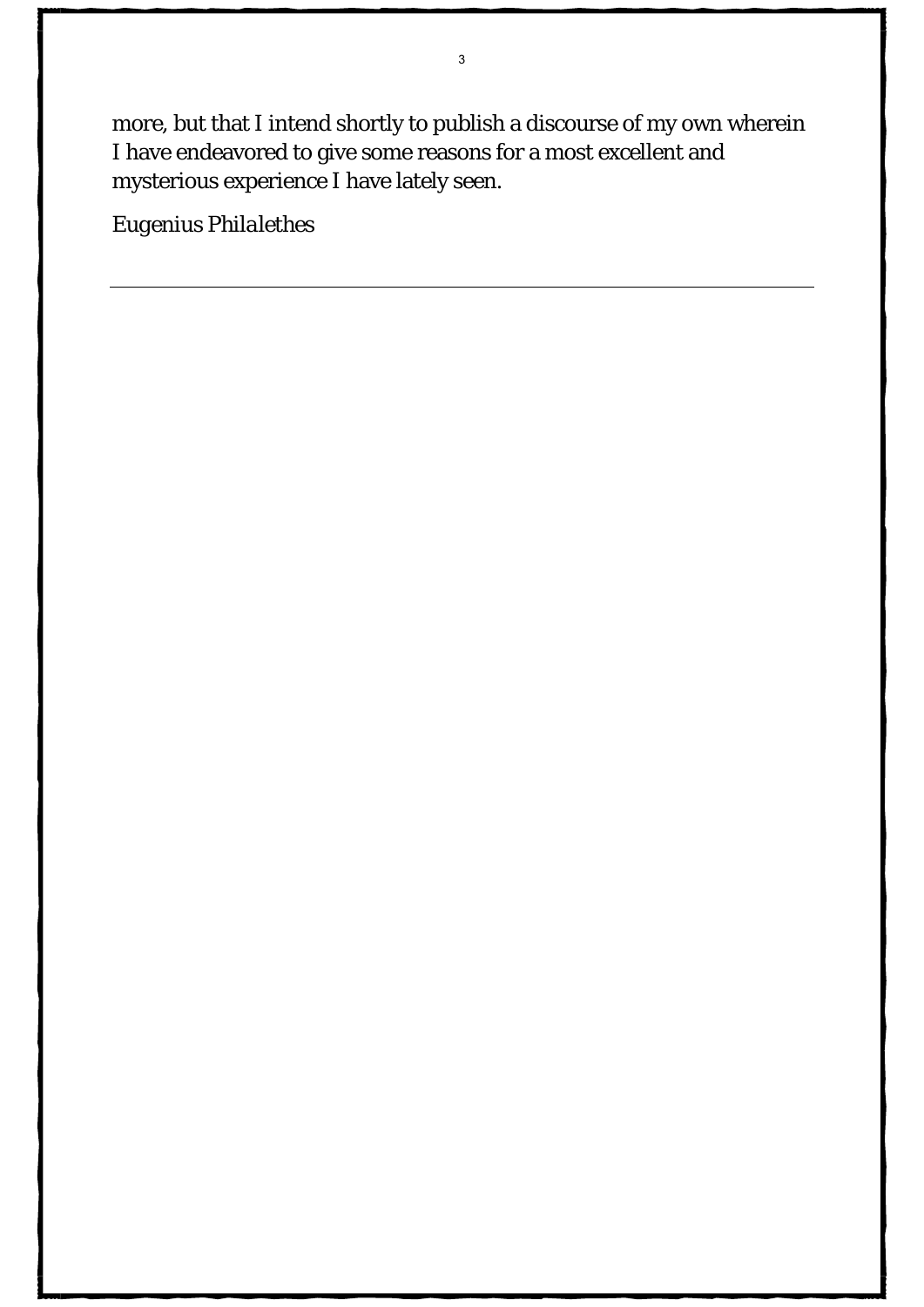more, but that I intend shortly to publish a discourse of my own wherein I have endeavored to give some reasons for a most excellent and mysterious experience I have lately seen.

*Eugenius Philalethes*

---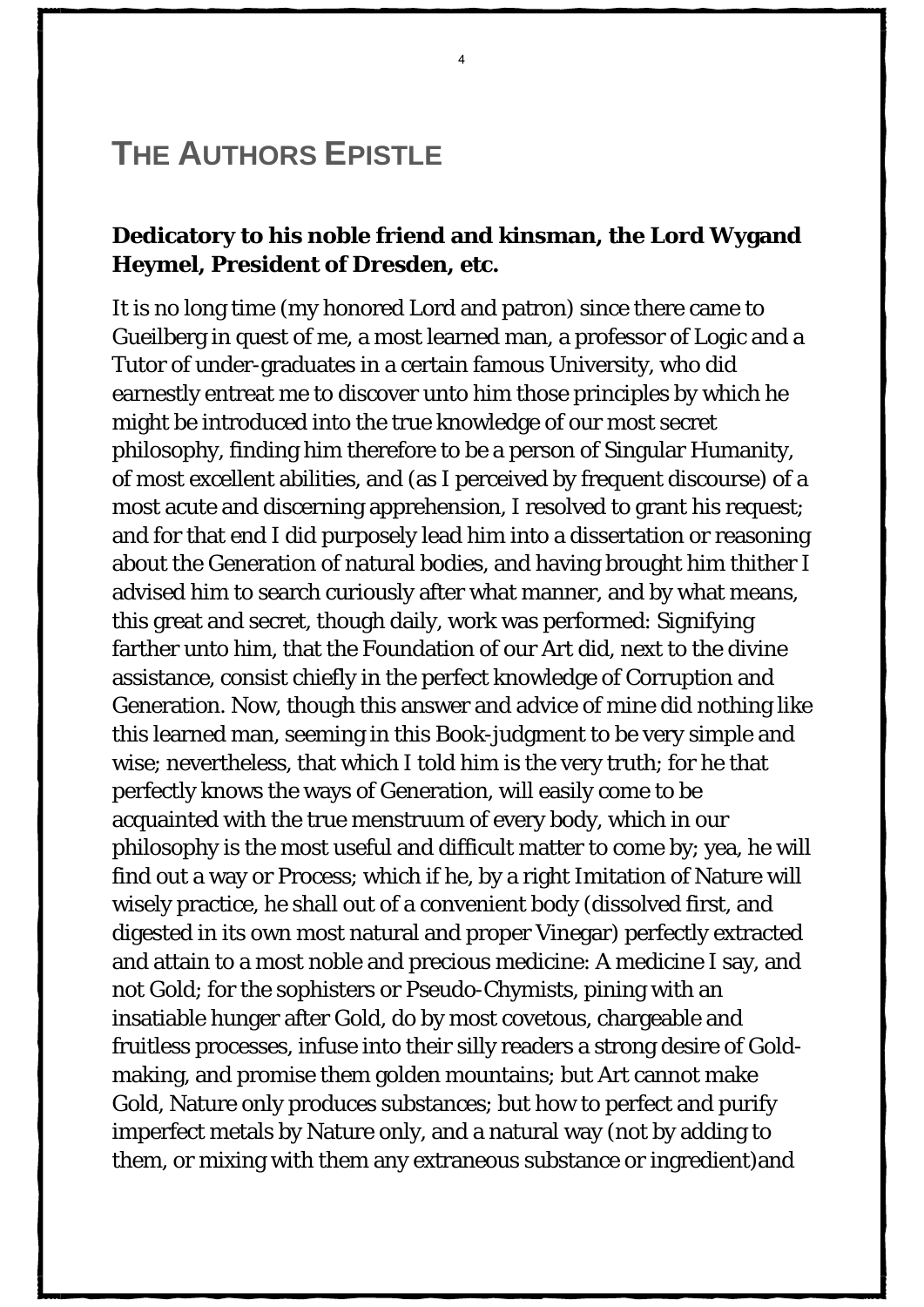# THE AUTHORS EPISTLE

**Dedicatory to his noble friend and kinsman, the Lord Wygand Heymel, President of Dresden, etc.**

It is no long time (my honored Lord and patron) since there came to Gueilberg in quest of me, a most learned man, a professor of Logic and a Tutor of under-graduates in a certain famous University, who did earnestly entreat me to discover unto him those principles by which he might be introduced into the true knowledge of our most secret philosophy, finding him therefore to be a person of Singular Humanity, of most excellent abilities, and (as I perceived by frequent discourse) of a most acute and discerning apprehension, I resolved to grant his request; and for that end I did purposely lead him into a dissertation or reasoning about the Generation of natural bodies, and having brought him thither I advised him to search curiously after what manner, and by what means, this great and secret, though daily, work was performed: Signifying farther unto him, that the Foundation of our Art did, next to the divine assistance, consist chiefly in the perfect knowledge of Corruption and Generation. Now, though this answer and advice of mine did nothing like this learned man, seeming in this Book-judgment to be very simple and wise; nevertheless, that which I told him is the very truth; for he that perfectly knows the ways of Generation, will easily come to be acquainted with the true menstruum of every body, which in our philosophy is the most useful and difficult matter to come by; yea, he will find out a way or Process; which if he, by a right Imitation of Nature will wisely practice, he shall out of a convenient body (dissolved first, and digested in its own most natural and proper Vinegar) perfectly extracted and attain to a most noble and precious medicine: A medicine I say, and not Gold; for the sophisters or Pseudo-Chymists, pining with an insatiable hunger after Gold, do by most covetous, chargeable and fruitless processes, infuse into their silly readers a strong desire of Gold-making, and promise them golden mountains; but Art cannot make Gold, Nature only produces substances; but how to perfect and purify imperfect metals by Nature only, and a natural way (not by adding to them, or mixing with them any extraneous substance or ingredient)and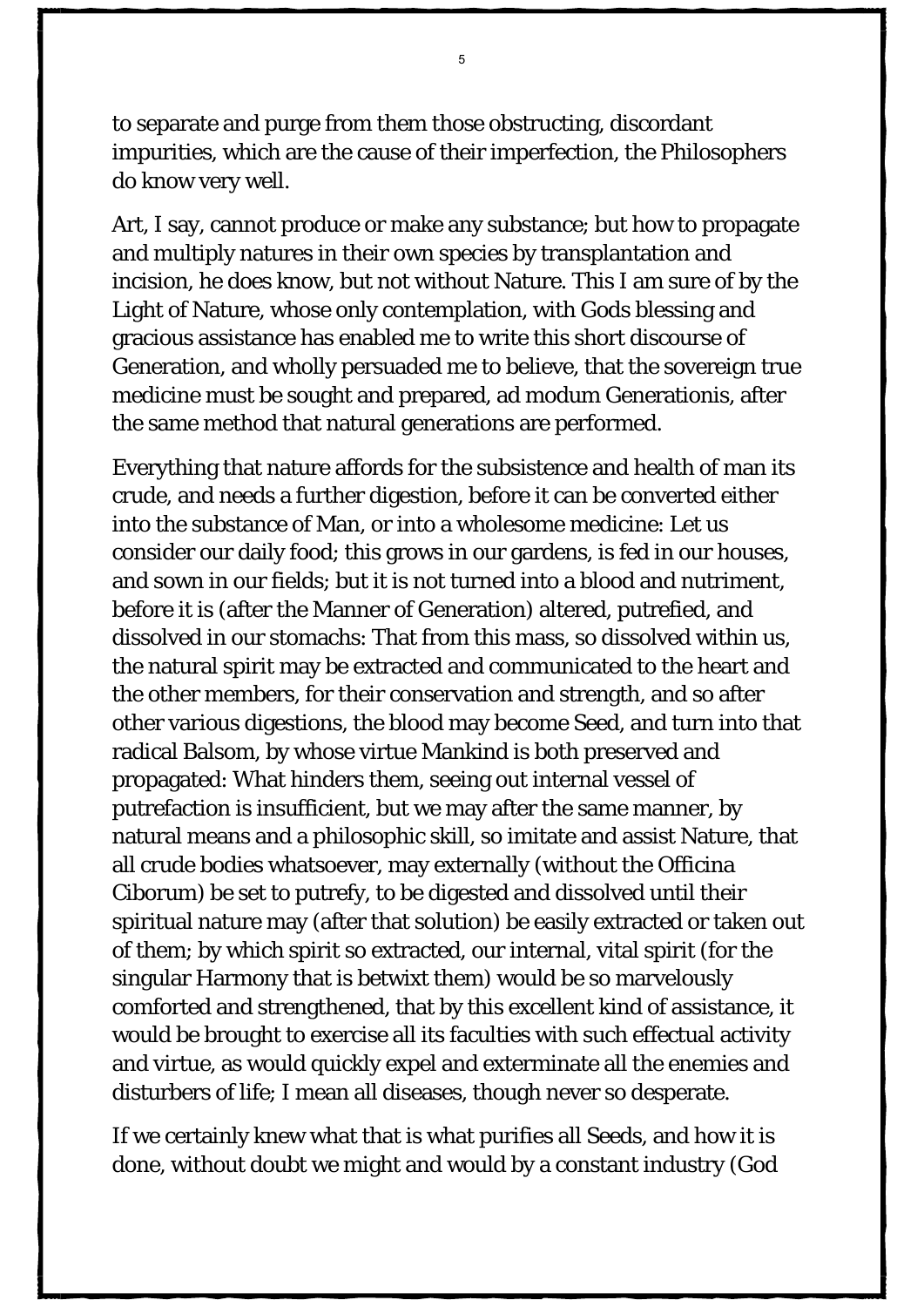to separate and purge from them those obstructing, discordant impurities, which are the cause of their imperfection, the Philosophers do know very well.

Art, I say, cannot produce or make any substance; but how to propagate and multiply natures in their own species by transplantation and incision, he does know, but not without Nature. This I am sure of by the Light of Nature, whose only contemplation, with Gods blessing and gracious assistance has enabled me to write this short discourse of Generation, and wholly persuaded me to believe, that the sovereign true medicine must be sought and prepared, ad modum Generationis, after the same method that natural generations are performed.

Everything that nature affords for the subsistence and health of man its crude, and needs a further digestion, before it can be converted either into the substance of Man, or into a wholesome medicine: Let us consider our daily food; this grows in our gardens, is fed in our houses, and sown in our fields; but it is not turned into a blood and nutriment, before it is (after the Manner of Generation) altered, putrefied, and dissolved in our stomachs: That from this mass, so dissolved within us, the natural spirit may be extracted and communicated to the heart and the other members, for their conservation and strength, and so after other various digestions, the blood may become Seed, and turn into that radical Balsom, by whose virtue Mankind is both preserved and propagated: What hinders them, seeing out internal vessel of putrefaction is insufficient, but we may after the same manner, by natural means and a philosophic skill, so imitate and assist Nature, that all crude bodies whatsoever, may externally (without the Officina Ciborum) be set to putrefy, to be digested and dissolved until their spiritual nature may (after that solution) be easily extracted or taken out of them; by which spirit so extracted, our internal, vital spirit (for the singular Harmony that is betwixt them) would be so marvelously comforted and strengthened, that by this excellent kind of assistance, it would be brought to exercise all its faculties with such effectual activity and virtue, as would quickly expel and exterminate all the enemies and disturbers of life; I mean all diseases, though never so desperate.

If we certainly knew what that is what purifies all Seeds, and how it is done, without doubt we might and would by a constant industry (God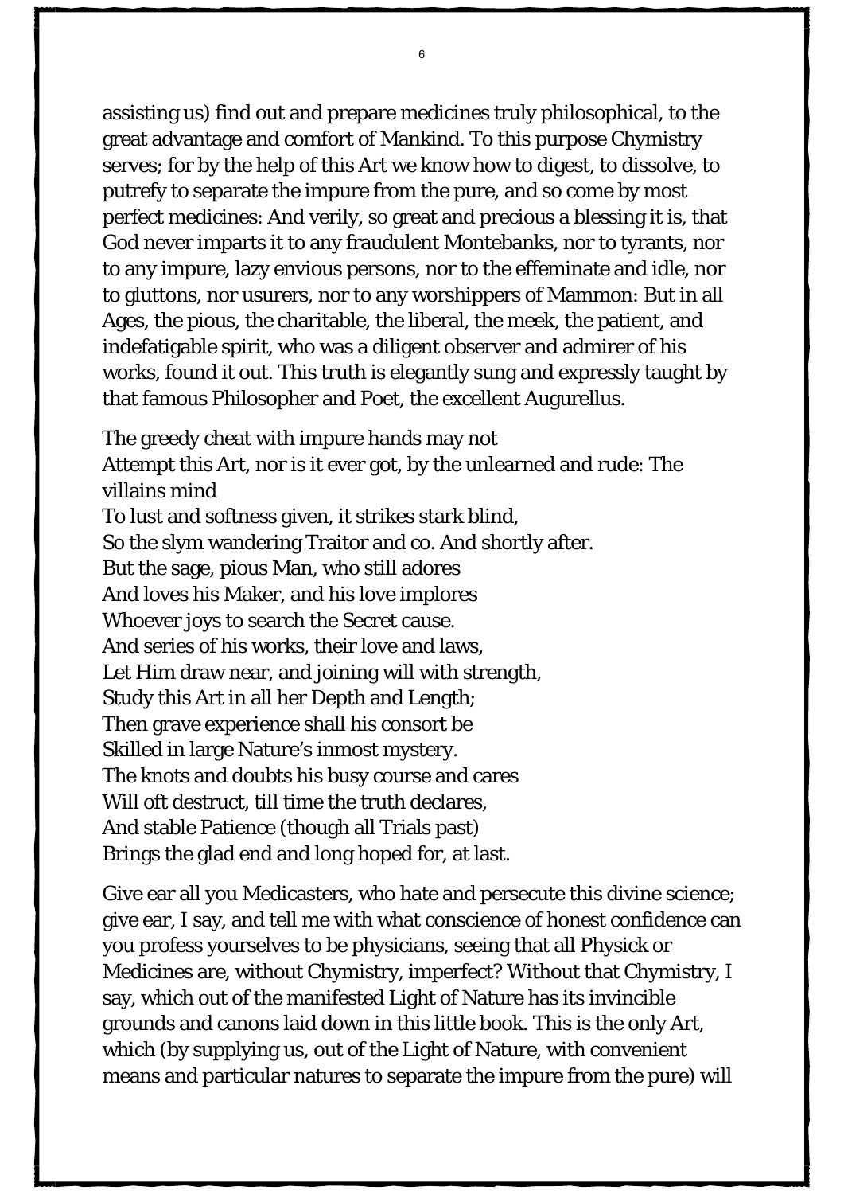assisting us) find out and prepare medicines truly philosophical, to the great advantage and comfort of Mankind. To this purpose Chymistry serves; for by the help of this Art we know how to digest, to dissolve, to putrefy to separate the impure from the pure, and so come by most perfect medicines: And verily, so great and precious a blessing it is, that God never imparts it to any fraudulent Montebanks, nor to tyrants, nor to any impure, lazy envious persons, nor to the effeminate and idle, nor to gluttons, nor usurers, nor to any worshippers of Mammon: But in all Ages, the pious, the charitable, the liberal, the meek, the patient, and indefatigable spirit, who was a diligent observer and admirer of his works, found it out. This truth is elegantly sung and expressly taught by that famous Philosopher and Poet, the excellent Augurellus.

The greedy cheat with impure hands may not  
Attempt this Art, nor is it ever got, by the unlearned and rude: The villains mind  
To lust and softness given, it strikes stark blind,  
So the slym wandering Traitor and co. And shortly after.  
But the sage, pious Man, who still adores  
And loves his Maker, and his love implores  
Whoever joys to search the Secret cause.  
And series of his works, their love and laws,  
Let Him draw near, and joining will with strength,  
Study this Art in all her Depth and Length;  
Then grave experience shall his consort be  
Skilled in large Nature's inmost mystery.  
The knots and doubts his busy course and cares  
Will oft destruct, till time the truth declares,  
And stable Patience (though all Trials past)  
Brings the glad end and long hoped for, at last.

Give ear all you Medicasters, who hate and persecute this divine science; give ear, I say, and tell me with what conscience of honest confidence can you profess yourselves to be physicians, seeing that all Physick or Medicines are, without Chymistry, imperfect? Without that Chymistry, I say, which out of the manifested Light of Nature has its invincible grounds and canons laid down in this little book. This is the only Art, which (by supplying us, out of the Light of Nature, with convenient means and particular natures to separate the impure from the pure) will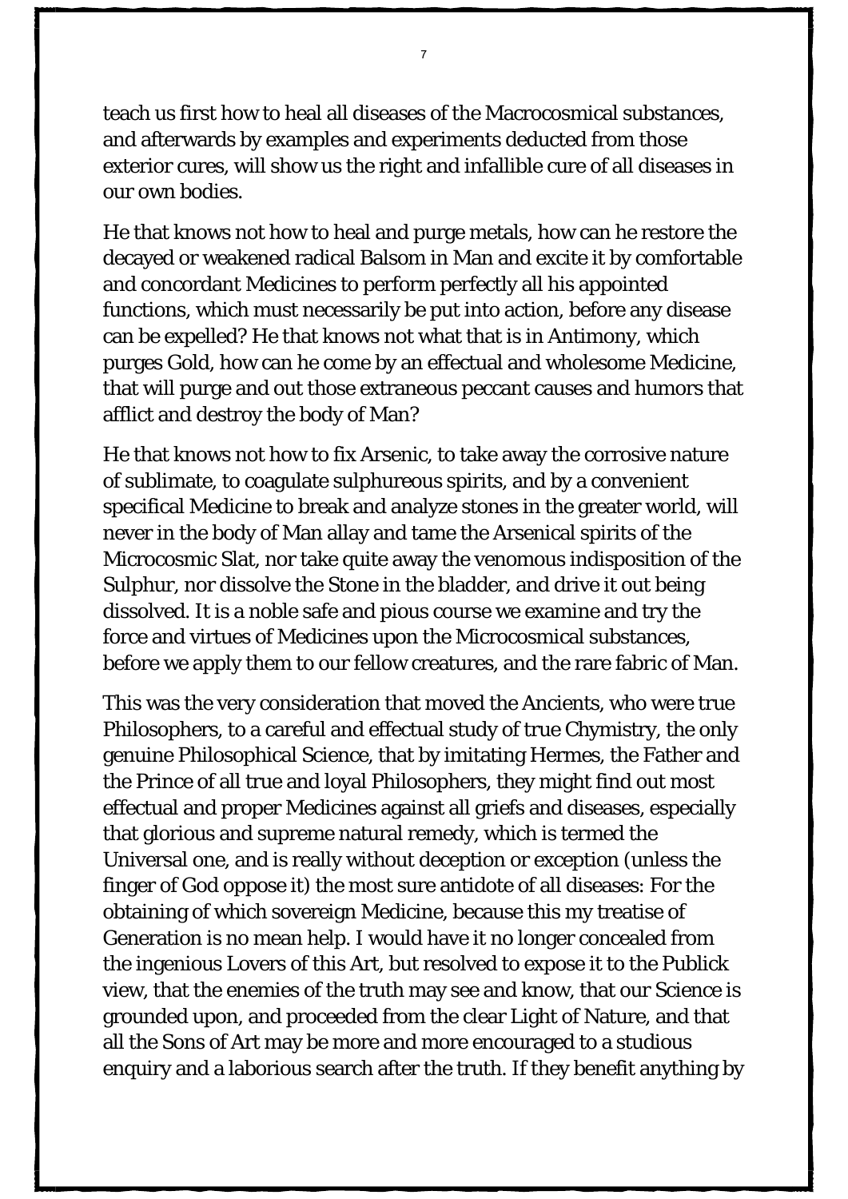teach us first how to heal all diseases of the Macrocosmical substances, and afterwards by examples and experiments deducted from those exterior cures, will show us the right and infallible cure of all diseases in our own bodies.

He that knows not how to heal and purge metals, how can he restore the decayed or weakened radical Balsom in Man and excite it by comfortable and concordant Medicines to perform perfectly all his appointed functions, which must necessarily be put into action, before any disease can be expelled? He that knows not what that is in Antimony, which purges Gold, how can he come by an effectual and wholesome Medicine, that will purge and out those extraneous peccant causes and humors that afflict and destroy the body of Man?

He that knows not how to fix Arsenic, to take away the corrosive nature of sublimate, to coagulate sulphureous spirits, and by a convenient specifical Medicine to break and analyze stones in the greater world, will never in the body of Man allay and tame the Arsenical spirits of the Microcosmic Slat, nor take quite away the venomous indisposition of the Sulphur, nor dissolve the Stone in the bladder, and drive it out being dissolved. It is a noble safe and pious course we examine and try the force and virtues of Medicines upon the Microcosmical substances, before we apply them to our fellow creatures, and the rare fabric of Man.

This was the very consideration that moved the Ancients, who were true Philosophers, to a careful and effectual study of true Chymistry, the only genuine Philosophical Science, that by imitating Hermes, the Father and the Prince of all true and loyal Philosophers, they might find out most effectual and proper Medicines against all griefs and diseases, especially that glorious and supreme natural remedy, which is termed the Universal one, and is really without deception or exception (unless the finger of God oppose it) the most sure antidote of all diseases: For the obtaining of which sovereign Medicine, because this my treatise of Generation is no mean help. I would have it no longer concealed from the ingenious Lovers of this Art, but resolved to expose it to the Publick view, that the enemies of the truth may see and know, that our Science is grounded upon, and proceeded from the clear Light of Nature, and that all the Sons of Art may be more and more encouraged to a studious enquiry and a laborious search after the truth. If they benefit anything by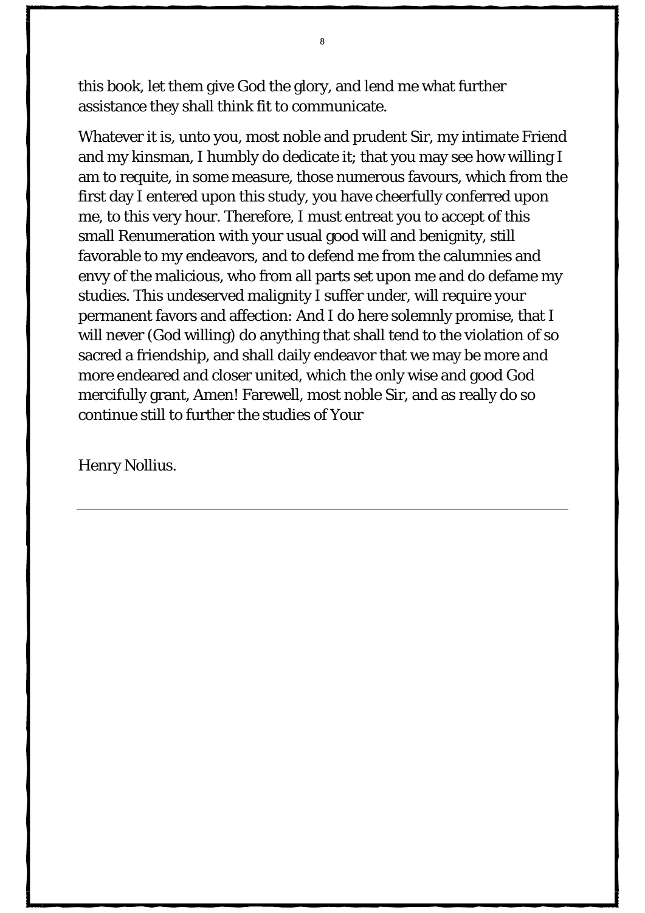this book, let them give God the glory, and lend me what further assistance they shall think fit to communicate.

Whatever it is, unto you, most noble and prudent Sir, my intimate Friend and my kinsman, I humbly do dedicate it; that you may see how willing I am to requite, in some measure, those numerous favours, which from the first day I entered upon this study, you have cheerfully conferred upon me, to this very hour. Therefore, I must entreat you to accept of this small Renumeration with your usual good will and benignity, still favorable to my endeavors, and to defend me from the calumnies and envy of the malicious, who from all parts set upon me and do defame my studies. This undeserved malignity I suffer under, will require your permanent favors and affection: And I do here solemnly promise, that I will never (God willing) do anything that shall tend to the violation of so sacred a friendship, and shall daily endeavor that we may be more and more endeared and closer united, which the only wise and good God mercifully grant, Amen! Farewell, most noble Sir, and as really do so continue still to further the studies of Your

Henry Nollius.

---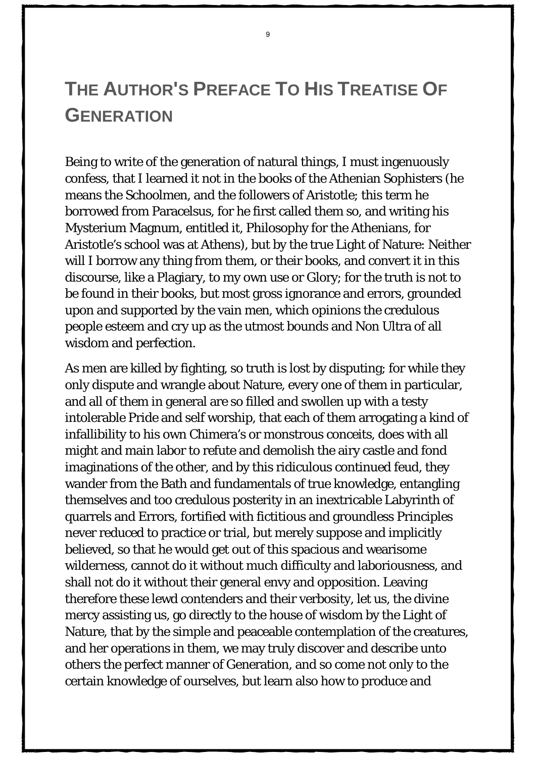# THE AUTHOR'S PREFACE TO HIS TREATISE OF GENERATION

Being to write of the generation of natural things, I must ingenuously confess, that I learned it not in the books of the Athenian Sophisters (he means the Schoolmen, and the followers of Aristotle; this term he borrowed from Paracelsus, for he first called them so, and writing his Mysterium Magnum, entitled it, Philosophy for the Athenians, for Aristotle's school was at Athens), but by the true Light of Nature: Neither will I borrow any thing from them, or their books, and convert it in this discourse, like a Plagiary, to my own use or Glory; for the truth is not to be found in their books, but most gross ignorance and errors, grounded upon and supported by the vain men, which opinions the credulous people esteem and cry up as the utmost bounds and Non Ultra of all wisdom and perfection.

As men are killed by fighting, so truth is lost by disputing; for while they only dispute and wrangle about Nature, every one of them in particular, and all of them in general are so filled and swollen up with a testy intolerable Pride and self worship, that each of them arrogating a kind of infallibility to his own Chimera's or monstrous conceits, does with all might and main labor to refute and demolish the airy castle and fond imaginations of the other, and by this ridiculous continued feud, they wander from the Bath and fundamentals of true knowledge, entangling themselves and too credulous posterity in an inextricable Labyrinth of quarrels and Errors, fortified with fictitious and groundless Principles never reduced to practice or trial, but merely suppose and implicitly believed, so that he would get out of this spacious and wearisome wilderness, cannot do it without much difficulty and laboriousness, and shall not do it without their general envy and opposition. Leaving therefore these lewd contenders and their verbosity, let us, the divine mercy assisting us, go directly to the house of wisdom by the Light of Nature, that by the simple and peaceable contemplation of the creatures, and her operations in them, we may truly discover and describe unto others the perfect manner of Generation, and so come not only to the certain knowledge of ourselves, but learn also how to produce and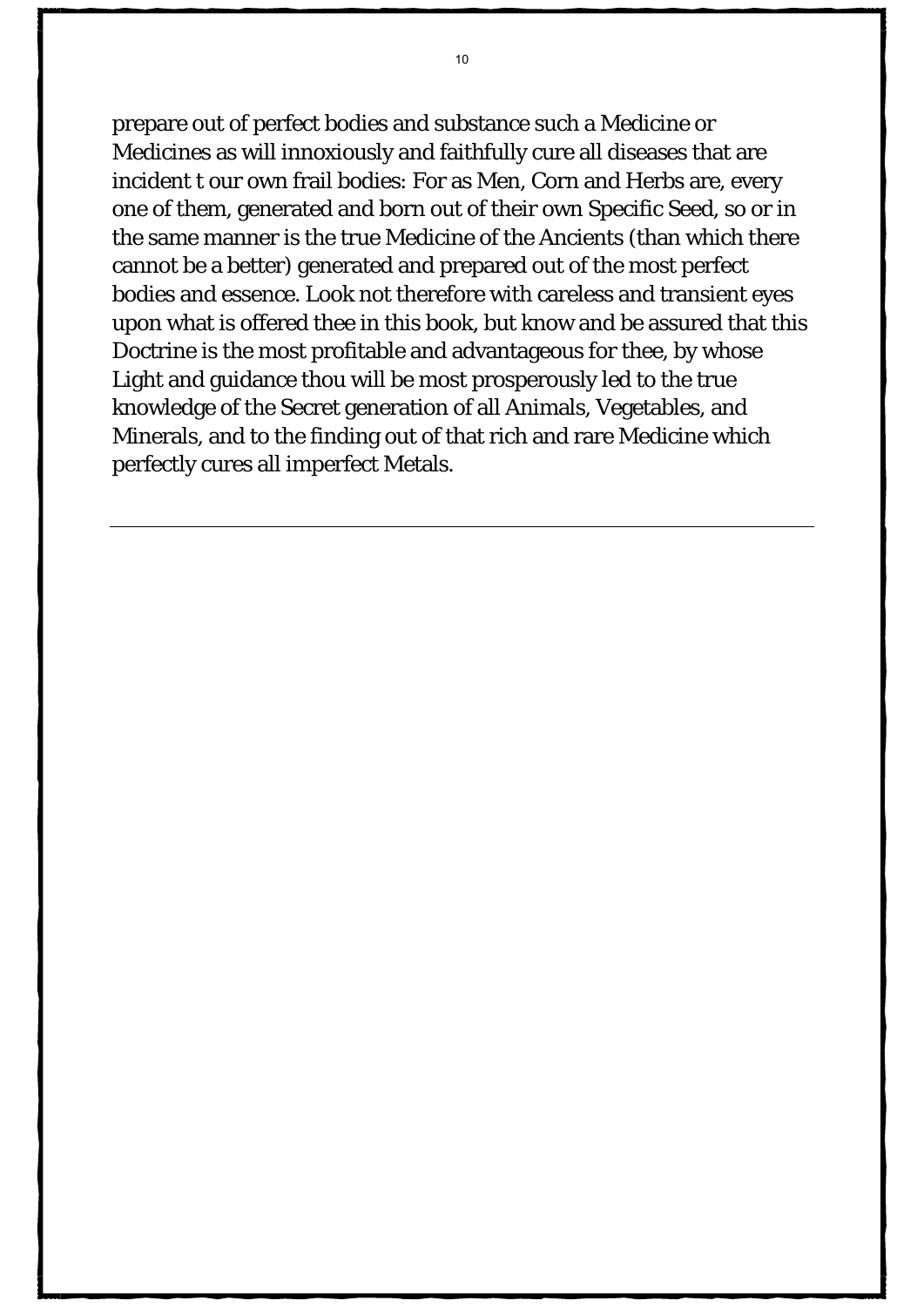prepare out of perfect bodies and substance such a Medicine or Medicines as will innoxiously and faithfully cure all diseases that are incident t our own frail bodies: For as Men, Corn and Herbs are, every one of them, generated and born out of their own Specific Seed, so or in the same manner is the true Medicine of the Ancients (than which there cannot be a better) generated and prepared out of the most perfect bodies and essence. Look not therefore with careless and transient eyes upon what is offered thee in this book, but know and be assured that this Doctrine is the most profitable and advantageous for thee, by whose Light and guidance thou will be most prosperously led to the true knowledge of the Secret generation of all Animals, Vegetables, and Minerals, and to the finding out of that rich and rare Medicine which perfectly cures all imperfect Metals.

---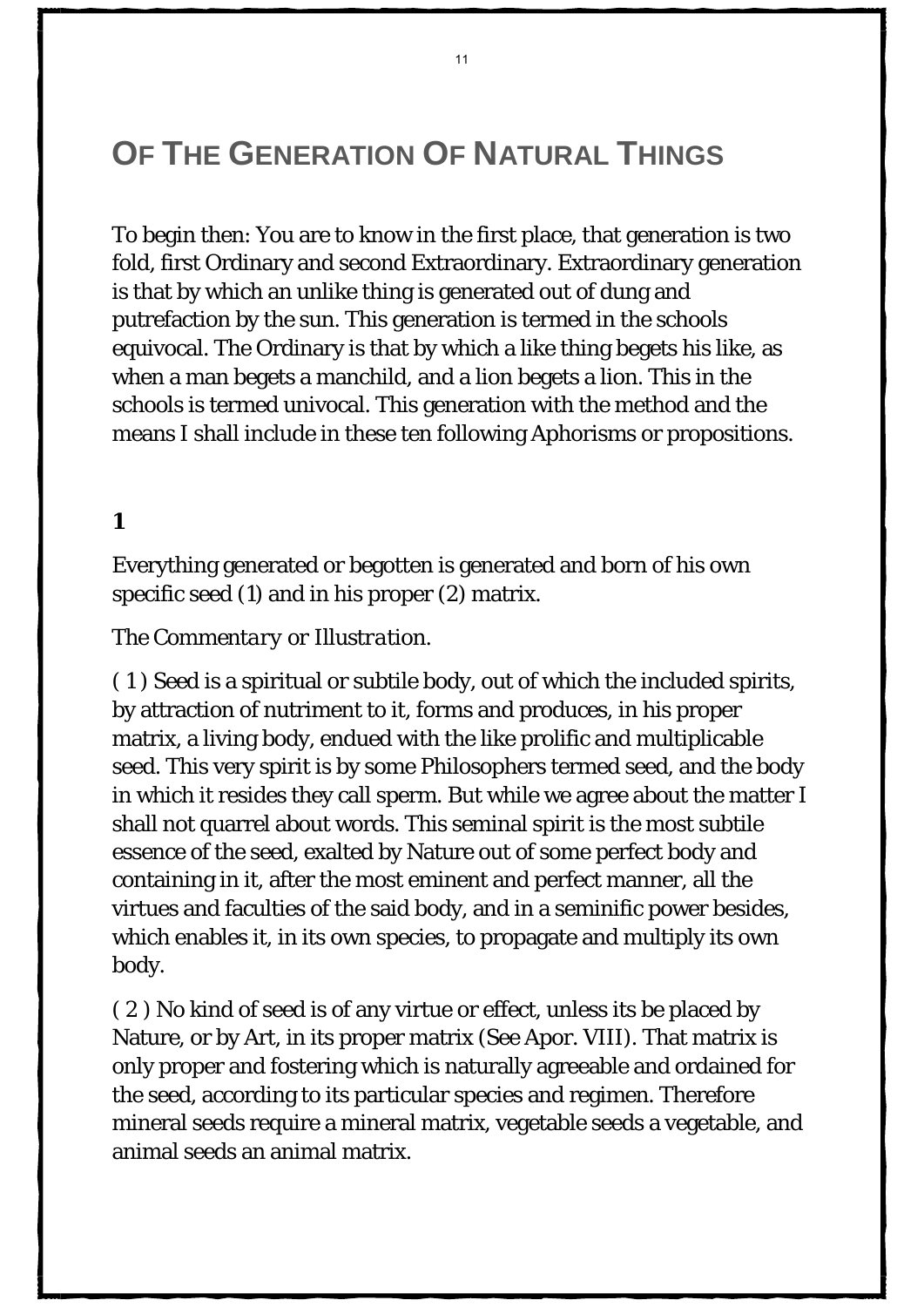# Of The Generation Of Natural Things

To begin then: You are to know in the first place, that generation is two fold, first Ordinary and second Extraordinary. Extraordinary generation is that by which an unlike thing is generated out of dung and putrefaction by the sun. This generation is termed in the schools equivocal. The Ordinary is that by which a like thing begets his like, as when a man begets a manchild, and a lion begets a lion. This in the schools is termed univocal. This generation with the method and the means I shall include in these ten following Aphorisms or propositions.

**1**

Everything generated or begotten is generated and born of his own specific seed (1) and in his proper (2) matrix.

*The Commentary or Illustration.*

( 1 ) Seed is a spiritual or subtile body, out of which the included spirits, by attraction of nutriment to it, forms and produces, in his proper matrix, a living body, endued with the like prolific and multiplicable seed. This very spirit is by some Philosophers termed seed, and the body in which it resides they call sperm. But while we agree about the matter I shall not quarrel about words. This seminal spirit is the most subtile essence of the seed, exalted by Nature out of some perfect body and containing in it, after the most eminent and perfect manner, all the virtues and faculties of the said body, and in a seminific power besides, which enables it, in its own species, to propagate and multiply its own body.

( 2 ) No kind of seed is of any virtue or effect, unless its be placed by Nature, or by Art, in its proper matrix (See Apor. VIII). That matrix is only proper and fostering which is naturally agreeable and ordained for the seed, according to its particular species and regimen. Therefore mineral seeds require a mineral matrix, vegetable seeds a vegetable, and animal seeds an animal matrix.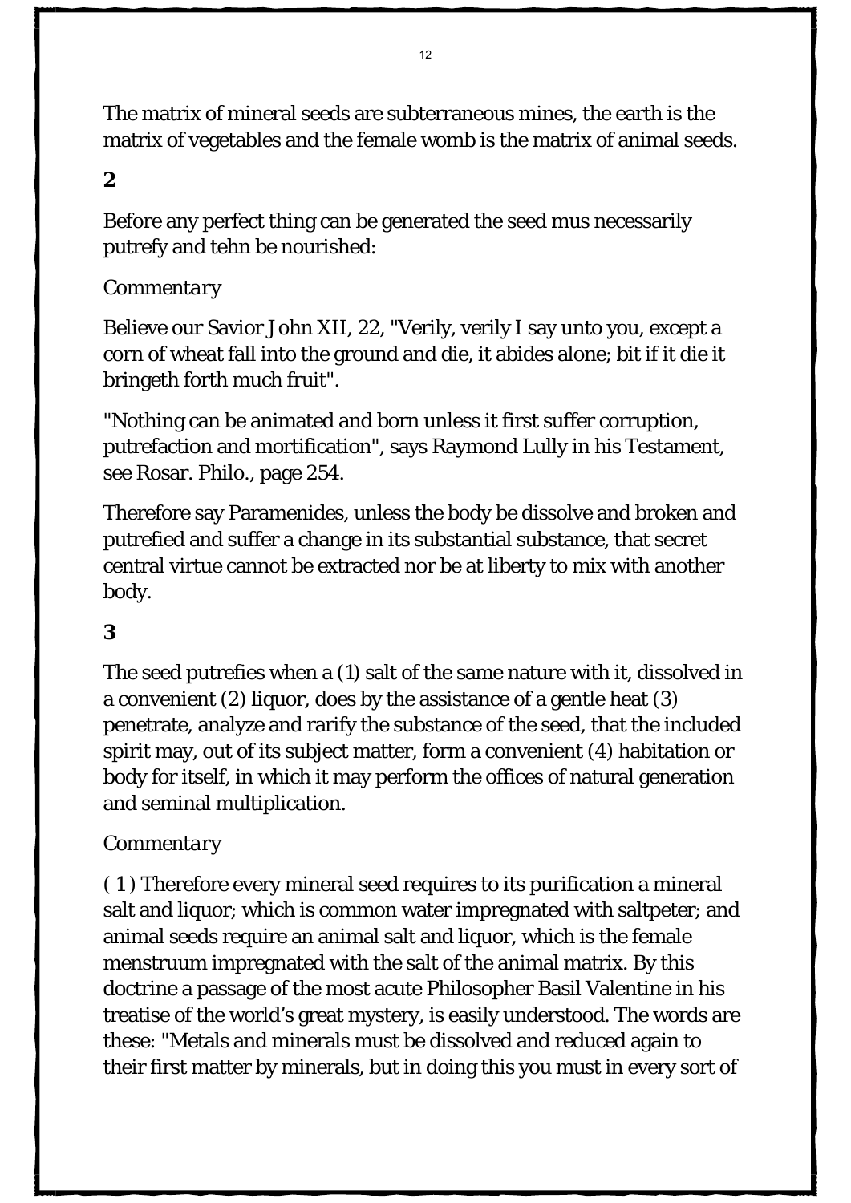The matrix of mineral seeds are subterraneous mines, the earth is the matrix of vegetables and the female womb is the matrix of animal seeds.

**2**

Before any perfect thing can be generated the seed mus necessarily putrefy and tehn be nourished:

*Commentary*

Believe our Savior John XII, 22, "Verily, verily I say unto you, except a corn of wheat fall into the ground and die, it abides alone; bit if it die it bringeth forth much fruit".

"Nothing can be animated and born unless it first suffer corruption, putrefaction and mortification", says Raymond Lully in his Testament, see Rosar. Philo., page 254.

Therefore say Paramenides, unless the body be dissolve and broken and putrefied and suffer a change in its substantial substance, that secret central virtue cannot be extracted nor be at liberty to mix with another body.

**3**

The seed putrefies when a (1) salt of the same nature with it, dissolved in a convenient (2) liquor, does by the assistance of a gentle heat (3) penetrate, analyze and rarify the substance of the seed, that the included spirit may, out of its subject matter, form a convenient (4) habitation or body for itself, in which it may perform the offices of natural generation and seminal multiplication.

*Commentary*

( 1 ) Therefore every mineral seed requires to its purification a mineral salt and liquor; which is common water impregnated with saltpeter; and animal seeds require an animal salt and liquor, which is the female menstruum impregnated with the salt of the animal matrix. By this doctrine a passage of the most acute Philosopher Basil Valentine in his treatise of the world's great mystery, is easily understood. The words are these: "Metals and minerals must be dissolved and reduced again to their first matter by minerals, but in doing this you must in every sort of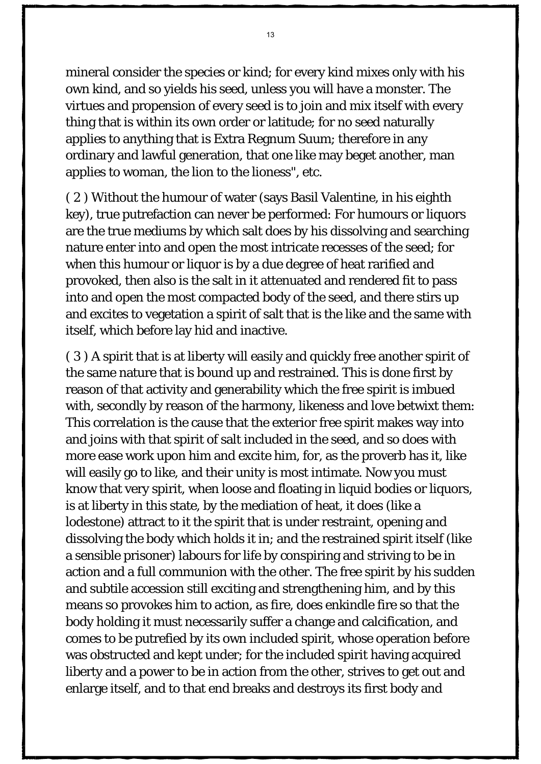mineral consider the species or kind; for every kind mixes only with his own kind, and so yields his seed, unless you will have a monster. The virtues and propension of every seed is to join and mix itself with every thing that is within its own order or latitude; for no seed naturally applies to anything that is Extra Regnum Suum; therefore in any ordinary and lawful generation, that one like may beget another, man applies to woman, the lion to the lioness", etc.

( 2 ) Without the humour of water (says Basil Valentine, in his eighth key), true putrefaction can never be performed: For humours or liquors are the true mediums by which salt does by his dissolving and searching nature enter into and open the most intricate recesses of the seed; for when this humour or liquor is by a due degree of heat rarified and provoked, then also is the salt in it attenuated and rendered fit to pass into and open the most compacted body of the seed, and there stirs up and excites to vegetation a spirit of salt that is the like and the same with itself, which before lay hid and inactive.

( 3 ) A spirit that is at liberty will easily and quickly free another spirit of the same nature that is bound up and restrained. This is done first by reason of that activity and generability which the free spirit is imbued with, secondly by reason of the harmony, likeness and love betwixt them: This correlation is the cause that the exterior free spirit makes way into and joins with that spirit of salt included in the seed, and so does with more ease work upon him and excite him, for, as the proverb has it, like will easily go to like, and their unity is most intimate. Now you must know that very spirit, when loose and floating in liquid bodies or liquors, is at liberty in this state, by the mediation of heat, it does (like a lodestone) attract to it the spirit that is under restraint, opening and dissolving the body which holds it in; and the restrained spirit itself (like a sensible prisoner) labours for life by conspiring and striving to be in action and a full communion with the other. The free spirit by his sudden and subtile accession still exciting and strengthening him, and by this means so provokes him to action, as fire, does enkindle fire so that the body holding it must necessarily suffer a change and calcification, and comes to be putrefied by its own included spirit, whose operation before was obstructed and kept under; for the included spirit having acquired liberty and a power to be in action from the other, strives to get out and enlarge itself, and to that end breaks and destroys its first body and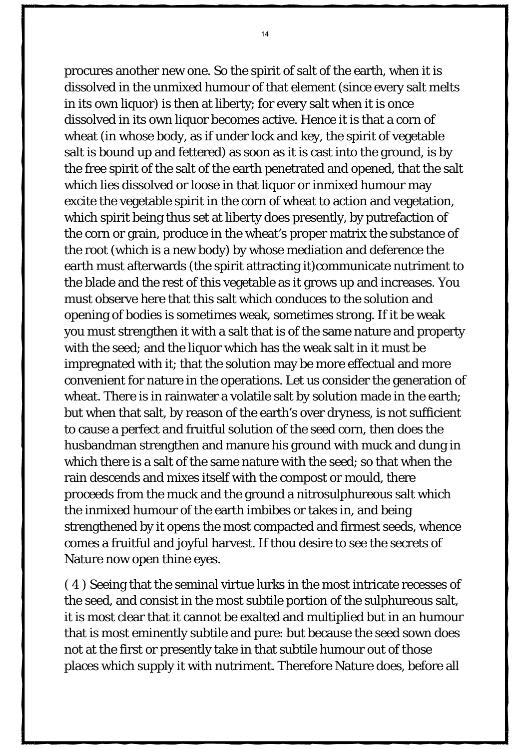procures another new one. So the spirit of salt of the earth, when it is dissolved in the unmixed humour of that element (since every salt melts in its own liquor) is then at liberty; for every salt when it is once dissolved in its own liquor becomes active. Hence it is that a corn of wheat (in whose body, as if under lock and key, the spirit of vegetable salt is bound up and fettered) as soon as it is cast into the ground, is by the free spirit of the salt of the earth penetrated and opened, that the salt which lies dissolved or loose in that liquor or inmixed humour may excite the vegetable spirit in the corn of wheat to action and vegetation, which spirit being thus set at liberty does presently, by putrefaction of the corn or grain, produce in the wheat's proper matrix the substance of the root (which is a new body) by whose mediation and deference the earth must afterwards (the spirit attracting it)communicate nutriment to the blade and the rest of this vegetable as it grows up and increases. You must observe here that this salt which conduces to the solution and opening of bodies is sometimes weak, sometimes strong. If it be weak you must strengthen it with a salt that is of the same nature and property with the seed; and the liquor which has the weak salt in it must be impregnated with it; that the solution may be more effectual and more convenient for nature in the operations. Let us consider the generation of wheat. There is in rainwater a volatile salt by solution made in the earth; but when that salt, by reason of the earth's over dryness, is not sufficient to cause a perfect and fruitful solution of the seed corn, then does the husbandman strengthen and manure his ground with muck and dung in which there is a salt of the same nature with the seed; so that when the rain descends and mixes itself with the compost or mould, there proceeds from the muck and the ground a nitrosulphureous salt which the inmixed humour of the earth imbibes or takes in, and being strengthened by it opens the most compacted and firmest seeds, whence comes a fruitful and joyful harvest. If thou desire to see the secrets of Nature now open thine eyes.

( 4 ) Seeing that the seminal virtue lurks in the most intricate recesses of the seed, and consist in the most subtile portion of the sulphureous salt, it is most clear that it cannot be exalted and multiplied but in an humour that is most eminently subtile and pure: but because the seed sown does not at the first or presently take in that subtile humour out of those places which supply it with nutriment. Therefore Nature does, before all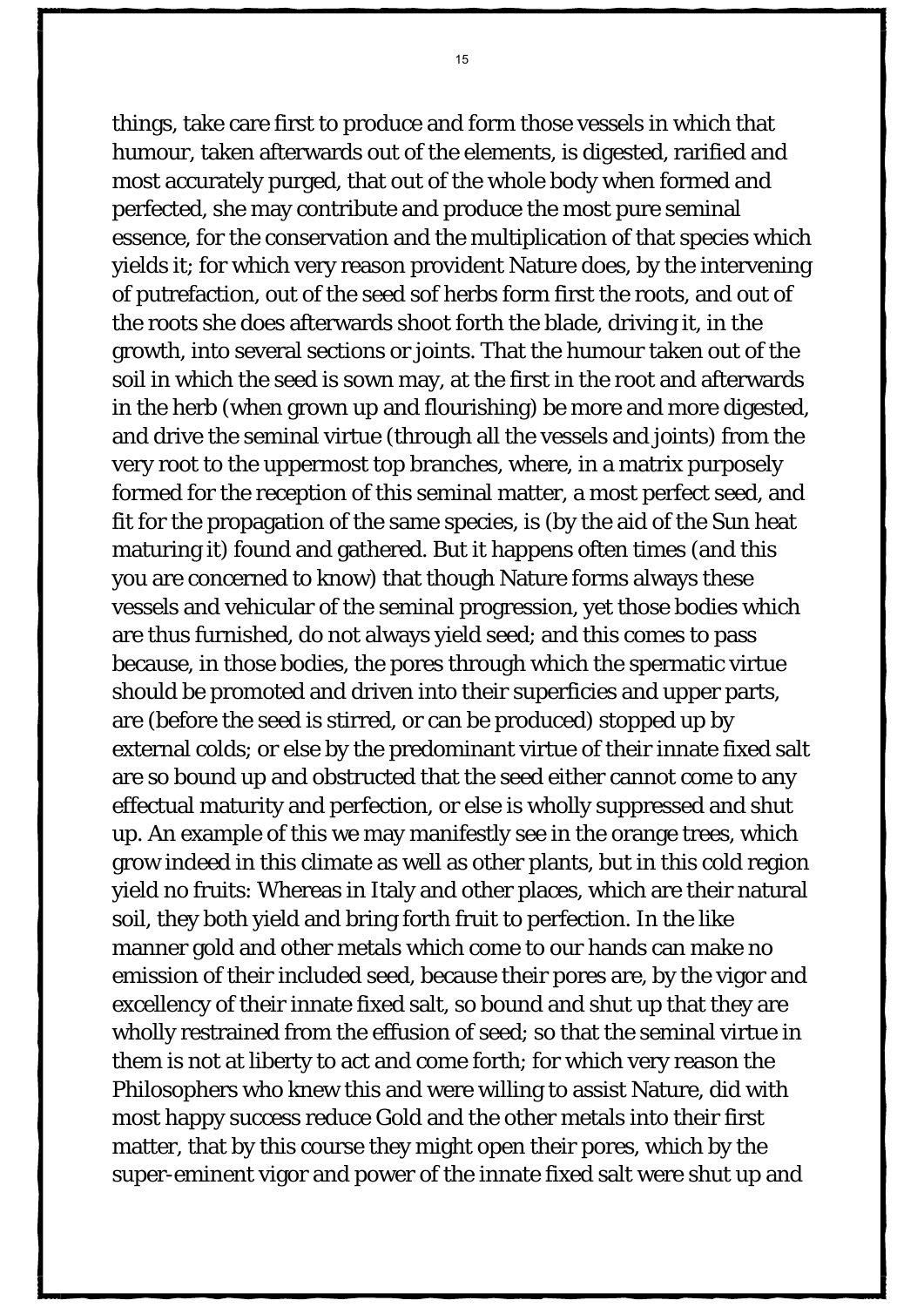things, take care first to produce and form those vessels in which that humour, taken afterwards out of the elements, is digested, rarified and most accurately purged, that out of the whole body when formed and perfected, she may contribute and produce the most pure seminal essence, for the conservation and the multiplication of that species which yields it; for which very reason provident Nature does, by the intervening of putrefaction, out of the seed sof herbs form first the roots, and out of the roots she does afterwards shoot forth the blade, driving it, in the growth, into several sections or joints. That the humour taken out of the soil in which the seed is sown may, at the first in the root and afterwards in the herb (when grown up and flourishing) be more and more digested, and drive the seminal virtue (through all the vessels and joints) from the very root to the uppermost top branches, where, in a matrix purposely formed for the reception of this seminal matter, a most perfect seed, and fit for the propagation of the same species, is (by the aid of the Sun heat maturing it) found and gathered. But it happens often times (and this you are concerned to know) that though Nature forms always these vessels and vehicular of the seminal progression, yet those bodies which are thus furnished, do not always yield seed; and this comes to pass because, in those bodies, the pores through which the spermatic virtue should be promoted and driven into their superficies and upper parts, are (before the seed is stirred, or can be produced) stopped up by external colds; or else by the predominant virtue of their innate fixed salt are so bound up and obstructed that the seed either cannot come to any effectual maturity and perfection, or else is wholly suppressed and shut up. An example of this we may manifestly see in the orange trees, which grow indeed in this climate as well as other plants, but in this cold region yield no fruits: Whereas in Italy and other places, which are their natural soil, they both yield and bring forth fruit to perfection. In the like manner gold and other metals which come to our hands can make no emission of their included seed, because their pores are, by the vigor and excellency of their innate fixed salt, so bound and shut up that they are wholly restrained from the effusion of seed; so that the seminal virtue in them is not at liberty to act and come forth; for which very reason the Philosophers who knew this and were willing to assist Nature, did with most happy success reduce Gold and the other metals into their first matter, that by this course they might open their pores, which by the super-eminent vigor and power of the innate fixed salt were shut up and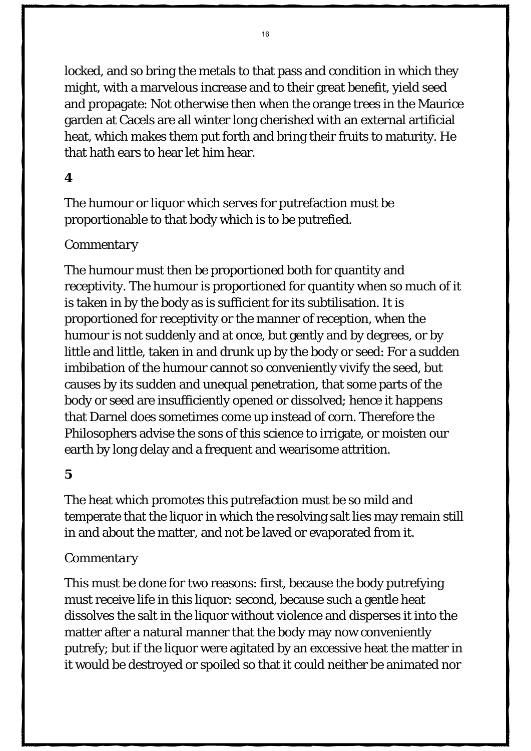locked, and so bring the metals to that pass and condition in which they might, with a marvelous increase and to their great benefit, yield seed and propagate: Not otherwise then when the orange trees in the Maurice garden at Cacels are all winter long cherished with an external artificial heat, which makes them put forth and bring their fruits to maturity. He that hath ears to hear let him hear.

**4**

The humour or liquor which serves for putrefaction must be proportionable to that body which is to be putrefied.

*Commentary*

The humour must then be proportioned both for quantity and receptivity. The humour is proportioned for quantity when so much of it is taken in by the body as is sufficient for its subtilisation. It is proportioned for receptivity or the manner of reception, when the humour is not suddenly and at once, but gently and by degrees, or by little and little, taken in and drunk up by the body or seed: For a sudden imbibation of the humour cannot so conveniently vivify the seed, but causes by its sudden and unequal penetration, that some parts of the body or seed are insufficiently opened or dissolved; hence it happens that Darnel does sometimes come up instead of corn. Therefore the Philosophers advise the sons of this science to irrigate, or moisten our earth by long delay and a frequent and wearisome attrition.

**5**

The heat which promotes this putrefaction must be so mild and temperate that the liquor in which the resolving salt lies may remain still in and about the matter, and not be laved or evaporated from it.

*Commentary*

This must be done for two reasons: first, because the body putrefying must receive life in this liquor: second, because such a gentle heat dissolves the salt in the liquor without violence and disperses it into the matter after a natural manner that the body may now conveniently putrefy; but if the liquor were agitated by an excessive heat the matter in it would be destroyed or spoiled so that it could neither be animated nor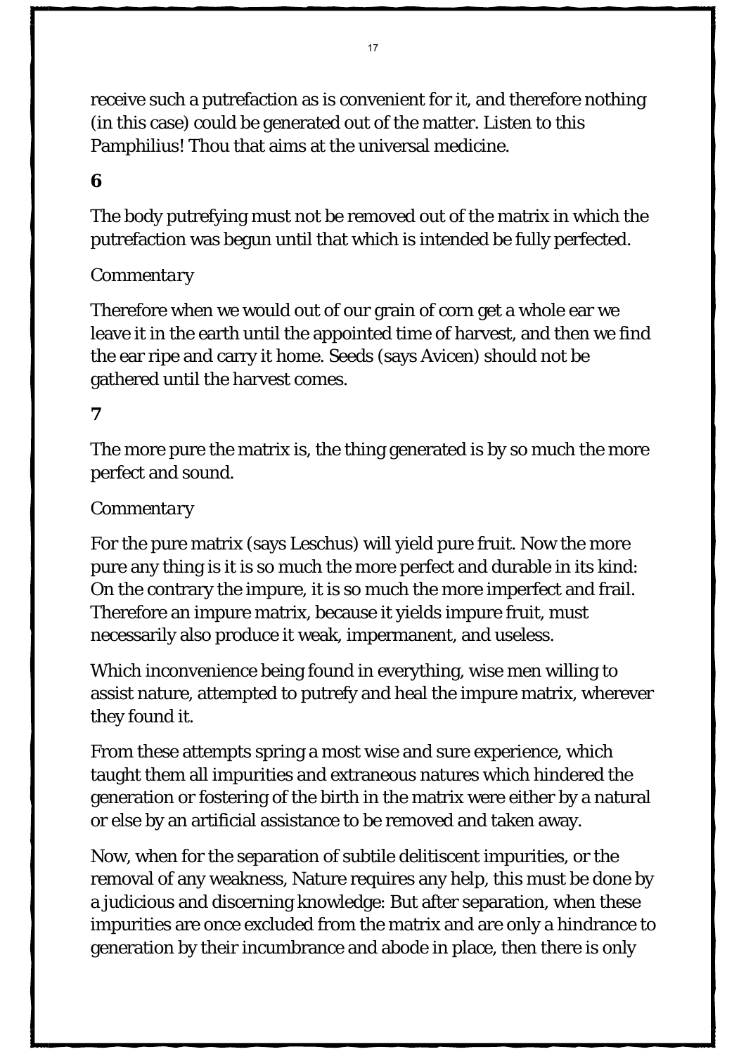receive such a putrefaction as is convenient for it, and therefore nothing (in this case) could be generated out of the matter. Listen to this Pamphilius! Thou that aims at the universal medicine.

**6**

The body putrefying must not be removed out of the matrix in which the putrefaction was begun until that which is intended be fully perfected.

*Commentary*

Therefore when we would out of our grain of corn get a whole ear we leave it in the earth until the appointed time of harvest, and then we find the ear ripe and carry it home. Seeds (says Avicen) should not be gathered until the harvest comes.

**7**

The more pure the matrix is, the thing generated is by so much the more perfect and sound.

*Commentary*

For the pure matrix (says Leschus) will yield pure fruit. Now the more pure any thing is it is so much the more perfect and durable in its kind: On the contrary the impure, it is so much the more imperfect and frail. Therefore an impure matrix, because it yields impure fruit, must necessarily also produce it weak, impermanent, and useless.

Which inconvenience being found in everything, wise men willing to assist nature, attempted to putrefy and heal the impure matrix, wherever they found it.

From these attempts spring a most wise and sure experience, which taught them all impurities and extraneous natures which hindered the generation or fostering of the birth in the matrix were either by a natural or else by an artificial assistance to be removed and taken away.

Now, when for the separation of subtile delitiscent impurities, or the removal of any weakness, Nature requires any help, this must be done by a judicious and discerning knowledge: But after separation, when these impurities are once excluded from the matrix and are only a hindrance to generation by their incumbrance and abode in place, then there is only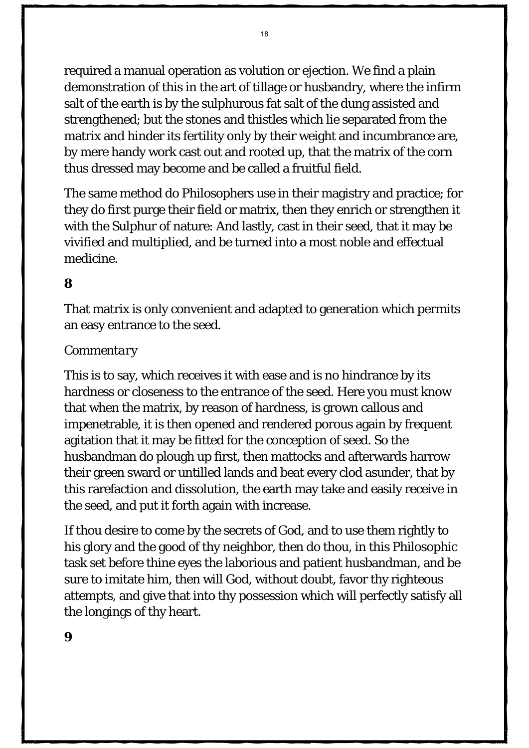required a manual operation as volution or ejection. We find a plain demonstration of this in the art of tillage or husbandry, where the infirm salt of the earth is by the sulphurous fat salt of the dung assisted and strengthened; but the stones and thistles which lie separated from the matrix and hinder its fertility only by their weight and incumbrance are, by mere handy work cast out and rooted up, that the matrix of the corn thus dressed may become and be called a fruitful field.

The same method do Philosophers use in their magistry and practice; for they do first purge their field or matrix, then they enrich or strengthen it with the Sulphur of nature: And lastly, cast in their seed, that it may be vivified and multiplied, and be turned into a most noble and effectual medicine.

**8**

That matrix is only convenient and adapted to generation which permits an easy entrance to the seed.

*Commentary*

This is to say, which receives it with ease and is no hindrance by its hardness or closeness to the entrance of the seed. Here you must know that when the matrix, by reason of hardness, is grown callous and impenetrable, it is then opened and rendered porous again by frequent agitation that it may be fitted for the conception of seed. So the husbandman do plough up first, then mattocks and afterwards harrow their green sward or untilled lands and beat every clod asunder, that by this rarefaction and dissolution, the earth may take and easily receive in the seed, and put it forth again with increase.

If thou desire to come by the secrets of God, and to use them rightly to his glory and the good of thy neighbor, then do thou, in this Philosophic task set before thine eyes the laborious and patient husbandman, and be sure to imitate him, then will God, without doubt, favor thy righteous attempts, and give that into thy possession which will perfectly satisfy all the longings of thy heart.

**9**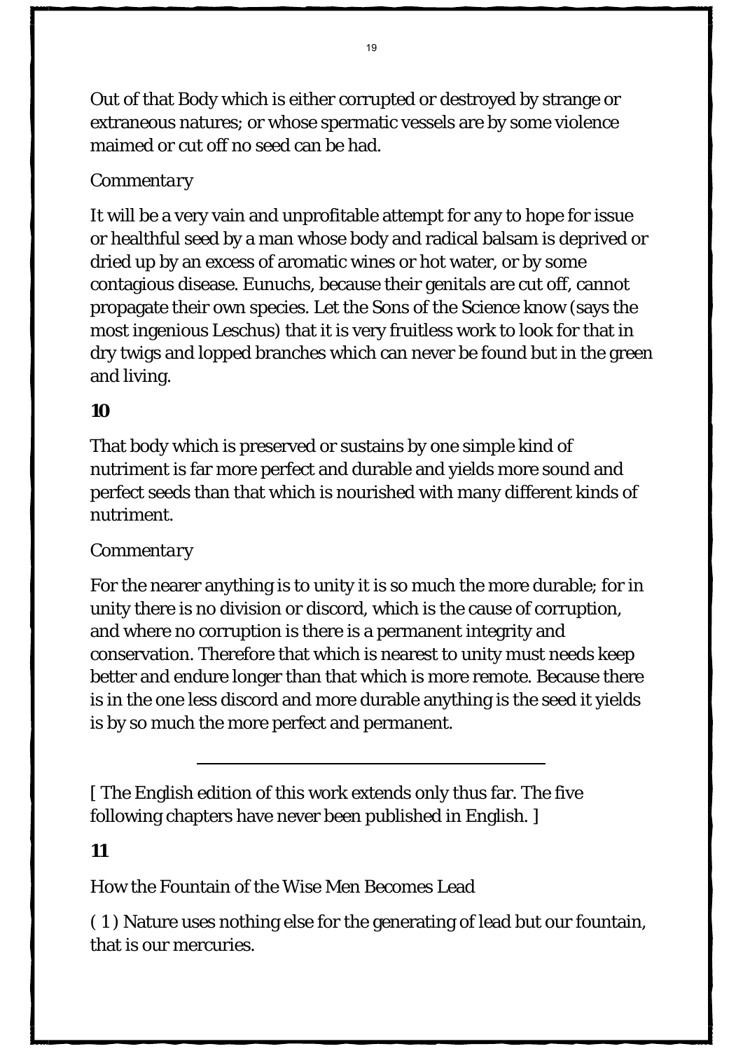Out of that Body which is either corrupted or destroyed by strange or extraneous natures; or whose spermatic vessels are by some violence maimed or cut off no seed can be had.

*Commentary*

It will be a very vain and unprofitable attempt for any to hope for issue or healthful seed by a man whose body and radical balsam is deprived or dried up by an excess of aromatic wines or hot water, or by some contagious disease. Eunuchs, because their genitals are cut off, cannot propagate their own species. Let the Sons of the Science know (says the most ingenious Leschus) that it is very fruitless work to look for that in dry twigs and lopped branches which can never be found but in the green and living.

**10**

That body which is preserved or sustains by one simple kind of nutriment is far more perfect and durable and yields more sound and perfect seeds than that which is nourished with many different kinds of nutriment.

*Commentary*

For the nearer anything is to unity it is so much the more durable; for in unity there is no division or discord, which is the cause of corruption, and where no corruption is there is a permanent integrity and conservation. Therefore that which is nearest to unity must needs keep better and endure longer than that which is more remote. Because there is in the one less discord and more durable anything is the seed it yields is by so much the more perfect and permanent.

---

[ The English edition of this work extends only thus far. The five following chapters have never been published in English. ]

**11**

How the Fountain of the Wise Men Becomes Lead

( 1 ) Nature uses nothing else for the generating of lead but our fountain, that is our mercuries.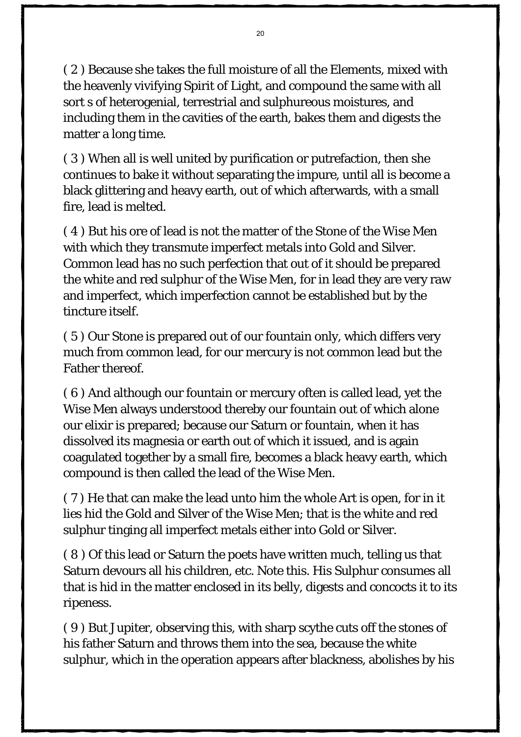( 2 ) Because she takes the full moisture of all the Elements, mixed with the heavenly vivifying Spirit of Light, and compound the same with all sort s of heterogenial, terrestrial and sulphureous moistures, and including them in the cavities of the earth, bakes them and digests the matter a long time.

( 3 ) When all is well united by purification or putrefaction, then she continues to bake it without separating the impure, until all is become a black glittering and heavy earth, out of which afterwards, with a small fire, lead is melted.

( 4 ) But his ore of lead is not the matter of the Stone of the Wise Men with which they transmute imperfect metals into Gold and Silver. Common lead has no such perfection that out of it should be prepared the white and red sulphur of the Wise Men, for in lead they are very raw and imperfect, which imperfection cannot be established but by the tincture itself.

( 5 ) Our Stone is prepared out of our fountain only, which differs very much from common lead, for our mercury is not common lead but the Father thereof.

( 6 ) And although our fountain or mercury often is called lead, yet the Wise Men always understood thereby our fountain out of which alone our elixir is prepared; because our Saturn or fountain, when it has dissolved its magnesia or earth out of which it issued, and is again coagulated together by a small fire, becomes a black heavy earth, which compound is then called the lead of the Wise Men.

( 7 ) He that can make the lead unto him the whole Art is open, for in it lies hid the Gold and Silver of the Wise Men; that is the white and red sulphur tinging all imperfect metals either into Gold or Silver.

( 8 ) Of this lead or Saturn the poets have written much, telling us that Saturn devours all his children, etc. Note this. His Sulphur consumes all that is hid in the matter enclosed in its belly, digests and concocts it to its ripeness.

( 9 ) But Jupiter, observing this, with sharp scythe cuts off the stones of his father Saturn and throws them into the sea, because the white sulphur, which in the operation appears after blackness, abolishes by his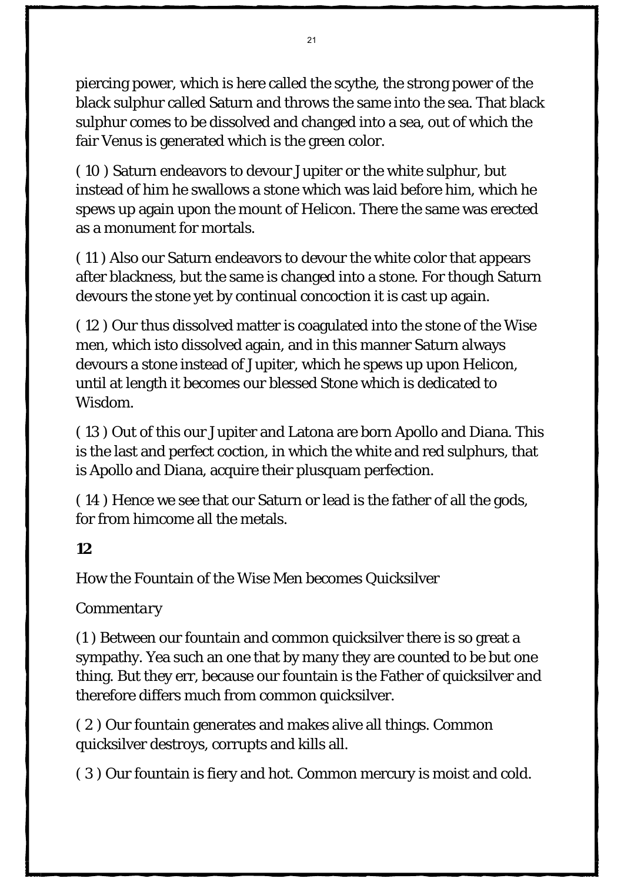piercing power, which is here called the scythe, the strong power of the black sulphur called Saturn and throws the same into the sea. That black sulphur comes to be dissolved and changed into a sea, out of which the fair Venus is generated which is the green color.

( 10 ) Saturn endeavors to devour Jupiter or the white sulphur, but instead of him he swallows a stone which was laid before him, which he spews up again upon the mount of Helicon. There the same was erected as a monument for mortals.

( 11 ) Also our Saturn endeavors to devour the white color that appears after blackness, but the same is changed into a stone. For though Saturn devours the stone yet by continual concoction it is cast up again.

( 12 ) Our thus dissolved matter is coagulated into the stone of the Wise men, which isto dissolved again, and in this manner Saturn always devours a stone instead of Jupiter, which he spews up upon Helicon, until at length it becomes our blessed Stone which is dedicated to Wisdom.

( 13 ) Out of this our Jupiter and Latona are born Apollo and Diana. This is the last and perfect coction, in which the white and red sulphurs, that is Apollo and Diana, acquire their plusquam perfection.

( 14 ) Hence we see that our Saturn or lead is the father of all the gods, for from himcome all the metals.

## 12

How the Fountain of the Wise Men becomes Quicksilver

*Commentary*

(1 ) Between our fountain and common quicksilver there is so great a sympathy. Yea such an one that by many they are counted to be but one thing. But they err, because our fountain is the Father of quicksilver and therefore differs much from common quicksilver.

( 2 ) Our fountain generates and makes alive all things. Common quicksilver destroys, corrupts and kills all.

( 3 ) Our fountain is fiery and hot. Common mercury is moist and cold.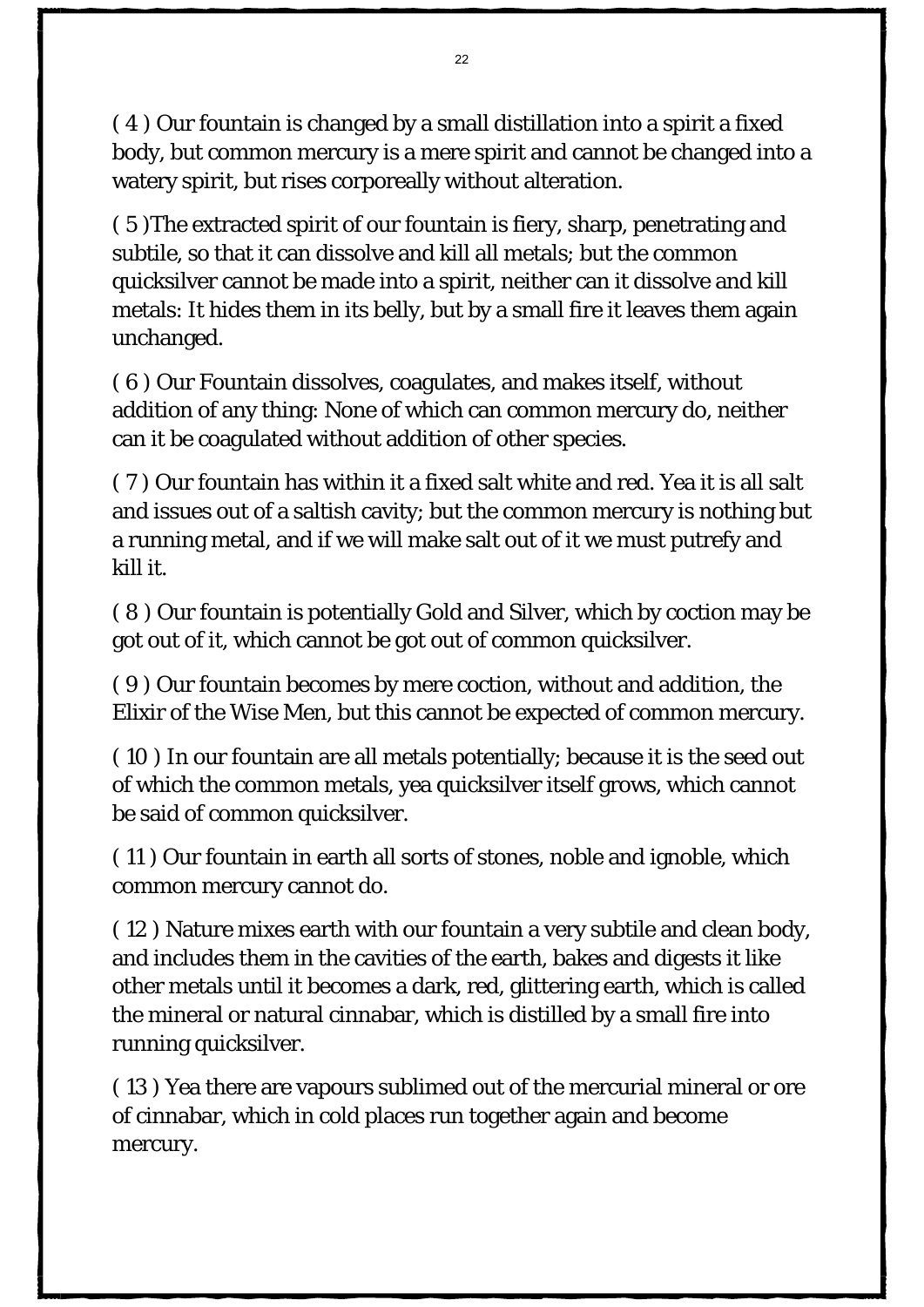( 4 ) Our fountain is changed by a small distillation into a spirit a fixed body, but common mercury is a mere spirit and cannot be changed into a watery spirit, but rises corporeally without alteration.

( 5 )The extracted spirit of our fountain is fiery, sharp, penetrating and subtile, so that it can dissolve and kill all metals; but the common quicksilver cannot be made into a spirit, neither can it dissolve and kill metals: It hides them in its belly, but by a small fire it leaves them again unchanged.

( 6 ) Our Fountain dissolves, coagulates, and makes itself, without addition of any thing: None of which can common mercury do, neither can it be coagulated without addition of other species.

( 7 ) Our fountain has within it a fixed salt white and red. Yea it is all salt and issues out of a saltish cavity; but the common mercury is nothing but a running metal, and if we will make salt out of it we must putrefy and kill it.

( 8 ) Our fountain is potentially Gold and Silver, which by coction may be got out of it, which cannot be got out of common quicksilver.

( 9 ) Our fountain becomes by mere coction, without and addition, the Elixir of the Wise Men, but this cannot be expected of common mercury.

( 10 ) In our fountain are all metals potentially; because it is the seed out of which the common metals, yea quicksilver itself grows, which cannot be said of common quicksilver.

( 11 ) Our fountain in earth all sorts of stones, noble and ignoble, which common mercury cannot do.

( 12 ) Nature mixes earth with our fountain a very subtile and clean body, and includes them in the cavities of the earth, bakes and digests it like other metals until it becomes a dark, red, glittering earth, which is called the mineral or natural cinnabar, which is distilled by a small fire into running quicksilver.

( 13 ) Yea there are vapours sublimed out of the mercurial mineral or ore of cinnabar, which in cold places run together again and become mercury.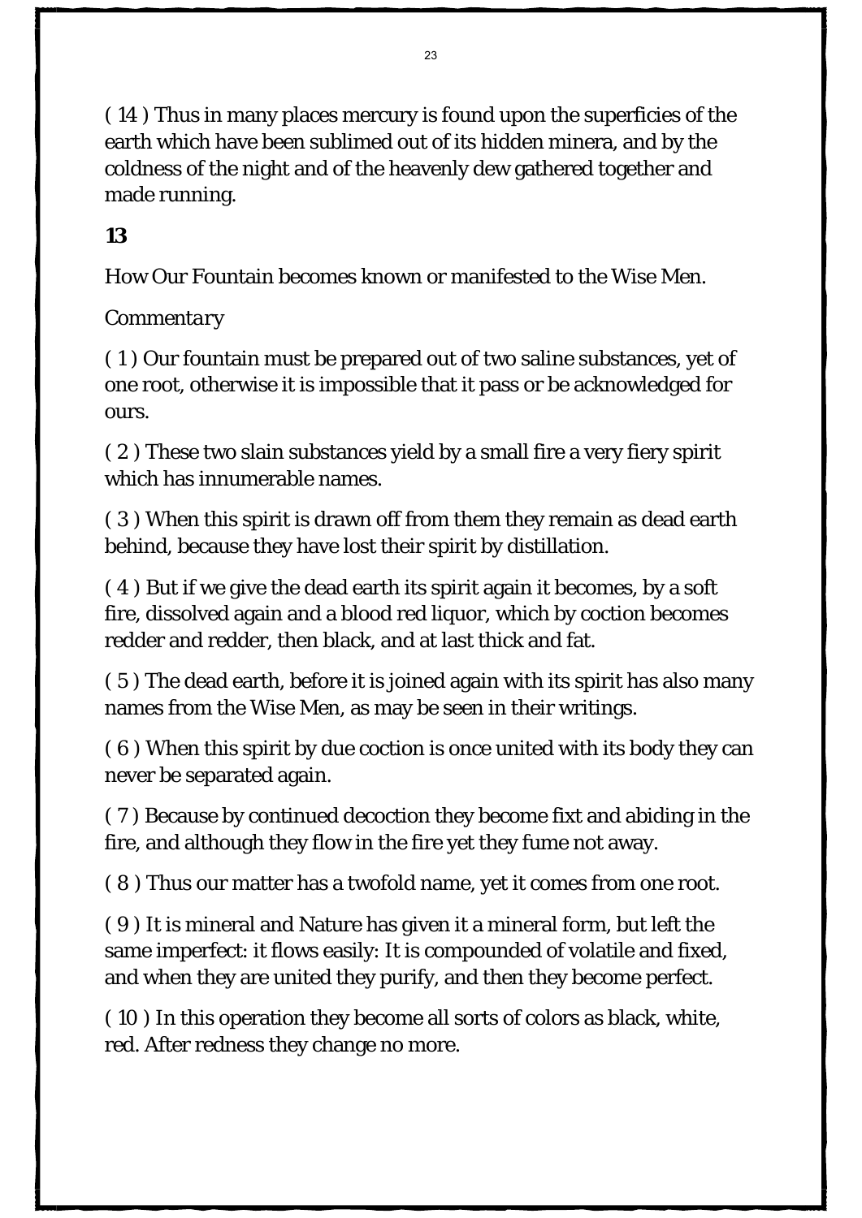( 14 ) Thus in many places mercury is found upon the superficies of the earth which have been sublimed out of its hidden minera, and by the coldness of the night and of the heavenly dew gathered together and made running.

**13**

How Our Fountain becomes known or manifested to the Wise Men.

*Commentary*

( 1 ) Our fountain must be prepared out of two saline substances, yet of one root, otherwise it is impossible that it pass or be acknowledged for ours.

( 2 ) These two slain substances yield by a small fire a very fiery spirit which has innumerable names.

( 3 ) When this spirit is drawn off from them they remain as dead earth behind, because they have lost their spirit by distillation.

( 4 ) But if we give the dead earth its spirit again it becomes, by a soft fire, dissolved again and a blood red liquor, which by coction becomes redder and redder, then black, and at last thick and fat.

( 5 ) The dead earth, before it is joined again with its spirit has also many names from the Wise Men, as may be seen in their writings.

( 6 ) When this spirit by due coction is once united with its body they can never be separated again.

( 7 ) Because by continued decoction they become fixt and abiding in the fire, and although they flow in the fire yet they fume not away.

( 8 ) Thus our matter has a twofold name, yet it comes from one root.

( 9 ) It is mineral and Nature has given it a mineral form, but left the same imperfect: it flows easily: It is compounded of volatile and fixed, and when they are united they purify, and then they become perfect.

( 10 ) In this operation they become all sorts of colors as black, white, red. After redness they change no more.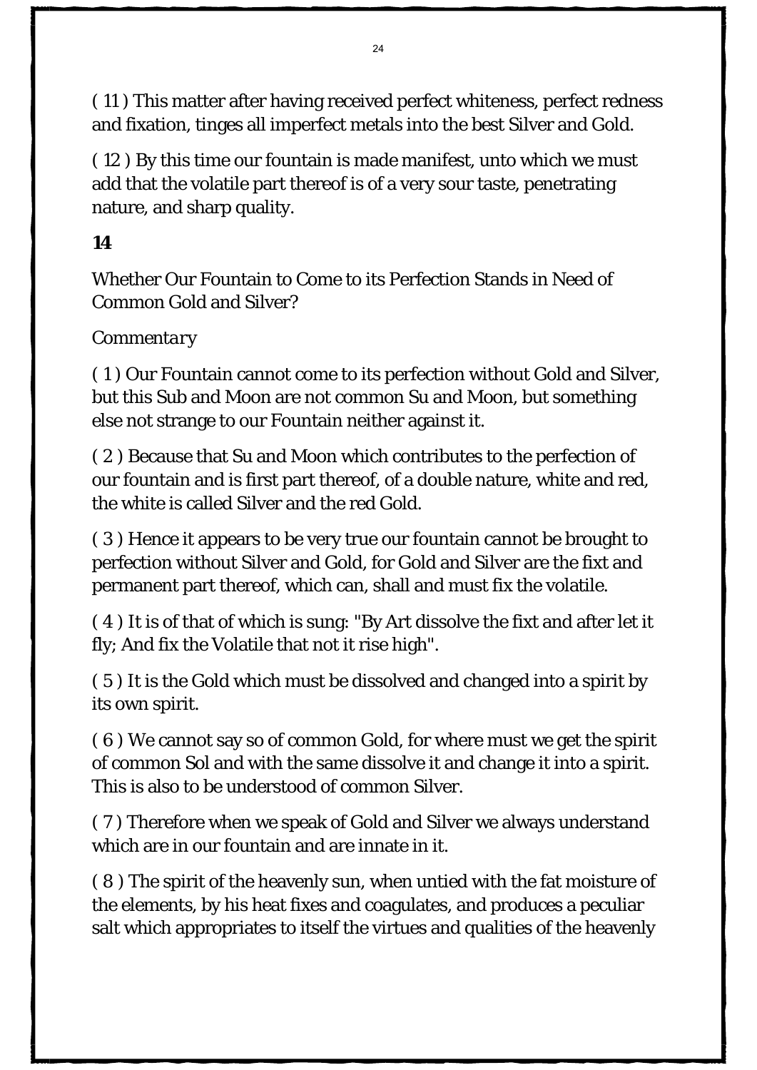( 11 ) This matter after having received perfect whiteness, perfect redness and fixation, tinges all imperfect metals into the best Silver and Gold.

( 12 ) By this time our fountain is made manifest, unto which we must add that the volatile part thereof is of a very sour taste, penetrating nature, and sharp quality.

## 14

Whether Our Fountain to Come to its Perfection Stands in Need of Common Gold and Silver?

*Commentary*

( 1 ) Our Fountain cannot come to its perfection without Gold and Silver, but this Sub and Moon are not common Su and Moon, but something else not strange to our Fountain neither against it.

( 2 ) Because that Su and Moon which contributes to the perfection of our fountain and is first part thereof, of a double nature, white and red, the white is called Silver and the red Gold.

( 3 ) Hence it appears to be very true our fountain cannot be brought to perfection without Silver and Gold, for Gold and Silver are the fixt and permanent part thereof, which can, shall and must fix the volatile.

( 4 ) It is of that of which is sung: "By Art dissolve the fixt and after let it fly; And fix the Volatile that not it rise high".

( 5 ) It is the Gold which must be dissolved and changed into a spirit by its own spirit.

( 6 ) We cannot say so of common Gold, for where must we get the spirit of common Sol and with the same dissolve it and change it into a spirit. This is also to be understood of common Silver.

( 7 ) Therefore when we speak of Gold and Silver we always understand which are in our fountain and are innate in it.

( 8 ) The spirit of the heavenly sun, when untied with the fat moisture of the elements, by his heat fixes and coagulates, and produces a peculiar salt which appropriates to itself the virtues and qualities of the heavenly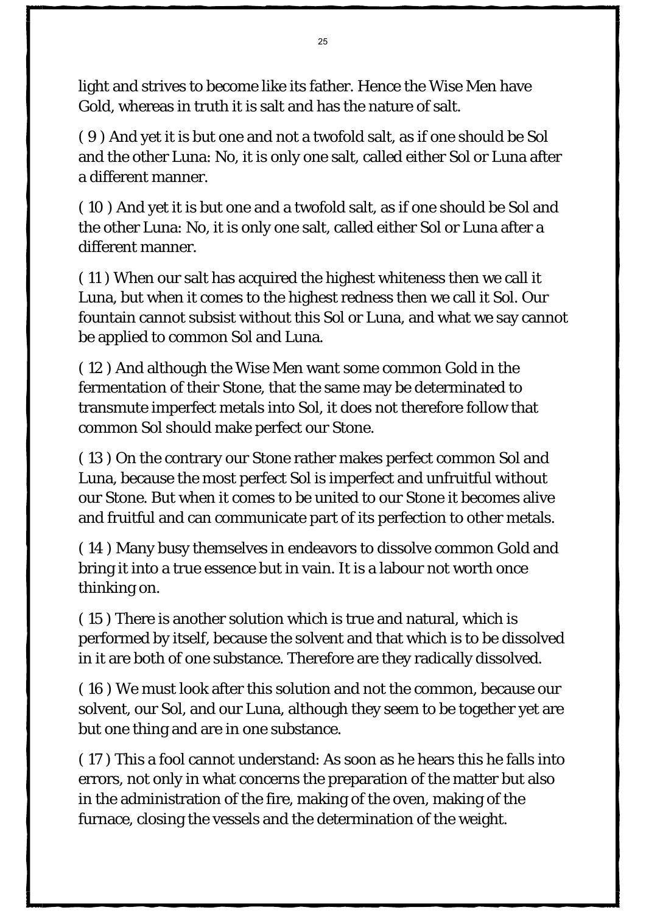light and strives to become like its father. Hence the Wise Men have Gold, whereas in truth it is salt and has the nature of salt.

( 9 ) And yet it is but one and not a twofold salt, as if one should be Sol and the other Luna: No, it is only one salt, called either Sol or Luna after a different manner.

( 10 ) And yet it is but one and a twofold salt, as if one should be Sol and the other Luna: No, it is only one salt, called either Sol or Luna after a different manner.

( 11 ) When our salt has acquired the highest whiteness then we call it Luna, but when it comes to the highest redness then we call it Sol. Our fountain cannot subsist without this Sol or Luna, and what we say cannot be applied to common Sol and Luna.

( 12 ) And although the Wise Men want some common Gold in the fermentation of their Stone, that the same may be determinated to transmute imperfect metals into Sol, it does not therefore follow that common Sol should make perfect our Stone.

( 13 ) On the contrary our Stone rather makes perfect common Sol and Luna, because the most perfect Sol is imperfect and unfruitful without our Stone. But when it comes to be united to our Stone it becomes alive and fruitful and can communicate part of its perfection to other metals.

( 14 ) Many busy themselves in endeavors to dissolve common Gold and bring it into a true essence but in vain. It is a labour not worth once thinking on.

( 15 ) There is another solution which is true and natural, which is performed by itself, because the solvent and that which is to be dissolved in it are both of one substance. Therefore are they radically dissolved.

( 16 ) We must look after this solution and not the common, because our solvent, our Sol, and our Luna, although they seem to be together yet are but one thing and are in one substance.

( 17 ) This a fool cannot understand: As soon as he hears this he falls into errors, not only in what concerns the preparation of the matter but also in the administration of the fire, making of the oven, making of the furnace, closing the vessels and the determination of the weight.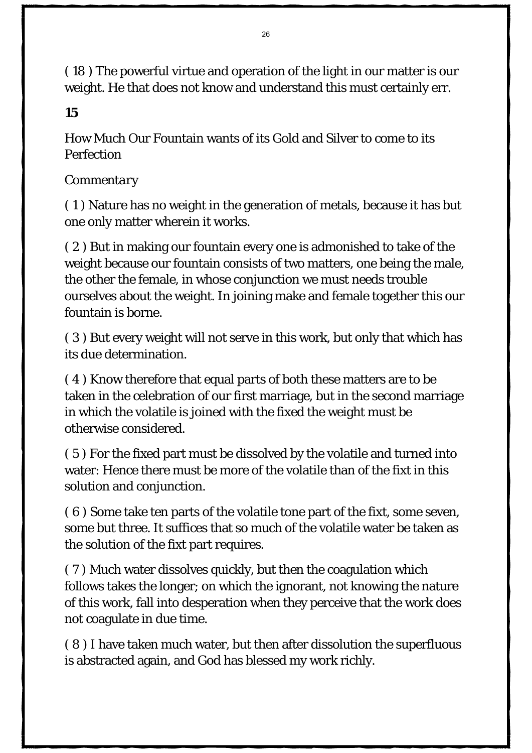( 18 ) The powerful virtue and operation of the light in our matter is our weight. He that does not know and understand this must certainly err.

## 15

How Much Our Fountain wants of its Gold and Silver to come to its Perfection

*Commentary*

( 1 ) Nature has no weight in the generation of metals, because it has but one only matter wherein it works.

( 2 ) But in making our fountain every one is admonished to take of the weight because our fountain consists of two matters, one being the male, the other the female, in whose conjunction we must needs trouble ourselves about the weight. In joining make and female together this our fountain is borne.

( 3 ) But every weight will not serve in this work, but only that which has its due determination.

( 4 ) Know therefore that equal parts of both these matters are to be taken in the celebration of our first marriage, but in the second marriage in which the volatile is joined with the fixed the weight must be otherwise considered.

( 5 ) For the fixed part must be dissolved by the volatile and turned into water: Hence there must be more of the volatile than of the fixt in this solution and conjunction.

( 6 ) Some take ten parts of the volatile tone part of the fixt, some seven, some but three. It suffices that so much of the volatile water be taken as the solution of the fixt part requires.

( 7 ) Much water dissolves quickly, but then the coagulation which follows takes the longer; on which the ignorant, not knowing the nature of this work, fall into desperation when they perceive that the work does not coagulate in due time.

( 8 ) I have taken much water, but then after dissolution the superfluous is abstracted again, and God has blessed my work richly.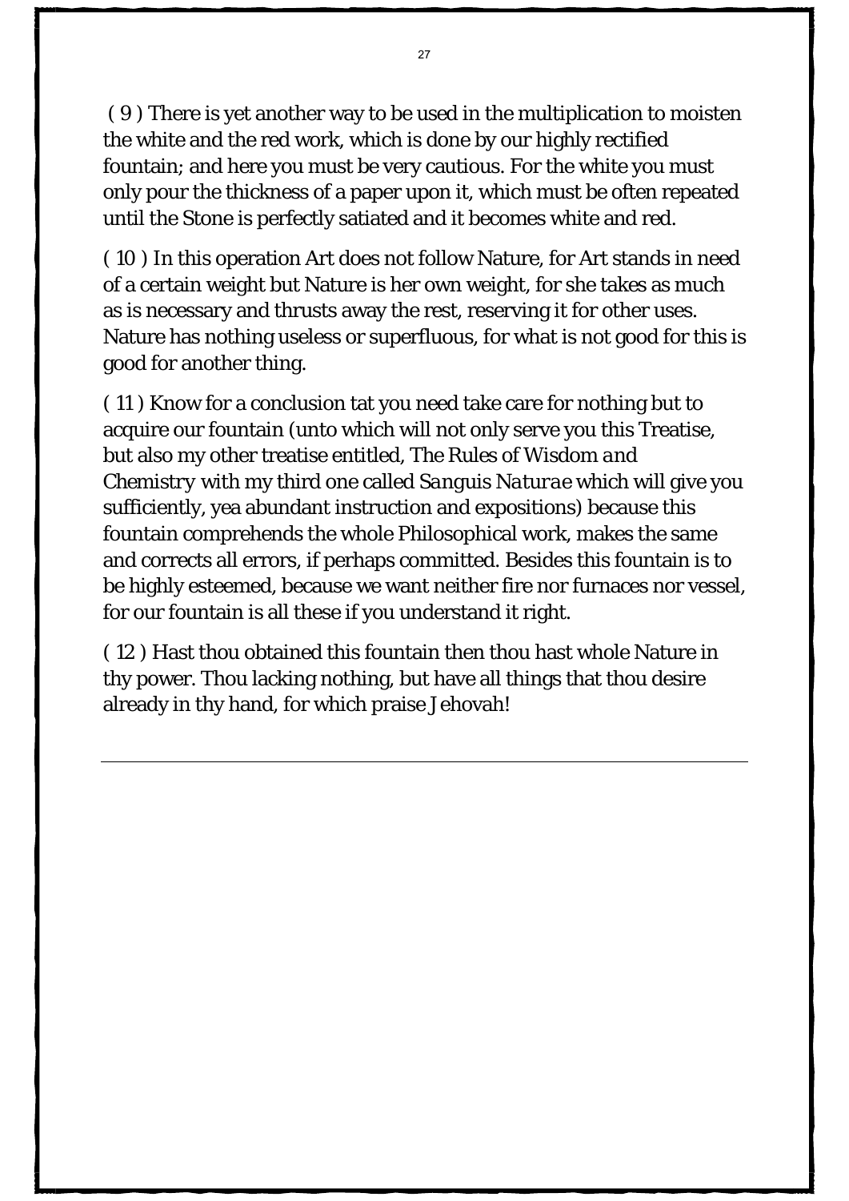( 9 ) There is yet another way to be used in the multiplication to moisten the white and the red work, which is done by our highly rectified fountain; and here you must be very cautious. For the white you must only pour the thickness of a paper upon it, which must be often repeated until the Stone is perfectly satiated and it becomes white and red.

( 10 ) In this operation Art does not follow Nature, for Art stands in need of a certain weight but Nature is her own weight, for she takes as much as is necessary and thrusts away the rest, reserving it for other uses. Nature has nothing useless or superfluous, for what is not good for this is good for another thing.

( 11 ) Know for a conclusion tat you need take care for nothing but to acquire our fountain (unto which will not only serve you this Treatise, but also my other treatise entitled, *The Rules of Wisdom and Chemistry* with my third one called *Sanguis Naturae* which will give you sufficiently, yea abundant instruction and expositions) because this fountain comprehends the whole Philosophical work, makes the same and corrects all errors, if perhaps committed. Besides this fountain is to be highly esteemed, because we want neither fire nor furnaces nor vessel, for our fountain is all these if you understand it right.

( 12 ) Hast thou obtained this fountain then thou hast whole Nature in thy power. Thou lacking nothing, but have all things that thou desire already in thy hand, for which praise Jehovah!

---